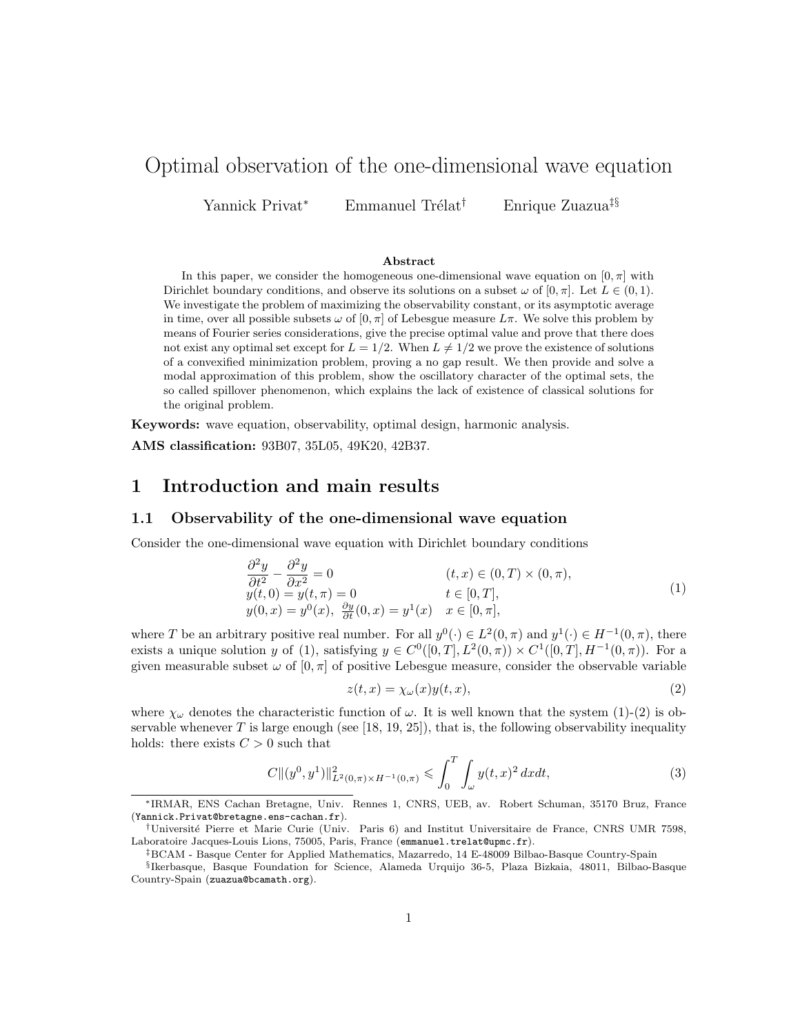# Optimal observation of the one-dimensional wave equation

Yannick Privat[*] Emmanuel Trélat[†] Enrique Zuazua[‡§]

### Abstract

In this paper, we consider the homogeneous one-dimensional wave equation on $[0,\pi]$ with Dirichlet boundary conditions, and observe its solutions on a subset $\omega$ of $[0,\pi]$. Let $L \in (0,1)$. We investigate the problem of maximizing the observability constant, or its asymptotic average in time, over all possible subsets $\omega$ of $[0,\pi]$ of Lebesgue measure $L\pi$. We solve this problem by means of Fourier series considerations, give the precise optimal value and prove that there does not exist any optimal set except for $L = 1/2$. When $L \neq 1/2$ we prove the existence of solutions of a convexified minimization problem, proving a no gap result. We then provide and solve a modal approximation of this problem, show the oscillatory character of the optimal sets, the so called spillover phenomenon, which explains the lack of existence of classical solutions for the original problem.

**Keywords:** wave equation, observability, optimal design, harmonic analysis.

**AMS classification:** 93B07, 35L05, 49K20, 42B37.

## 1 Introduction and main results

### 1.1 Observability of the one-dimensional wave equation

Consider the one-dimensional wave equation with Dirichlet boundary conditions

$$
\begin{array}{ll}
\dfrac{\partial^2 y}{\partial t^2} - \dfrac{\partial^2 y}{\partial x^2} = 0 & (t,x) \in (0,T) \times (0,\pi), \\
y(t,0) = y(t,\pi) = 0 & t \in [0,T], \\
y(0,x) = y^0(x),\ \frac{\partial y}{\partial t}(0,x) = y^1(x) & x \in [0,\pi],
\end{array}
\tag{1}
$$

where $T$ be an arbitrary positive real number. For all $y^0(\cdot) \in L^2(0,\pi)$ and $y^1(\cdot) \in H^{-1}(0,\pi)$, there exists a unique solution $y$ of (1), satisfying $y \in C^0([0,T], L^2(0,\pi)) \times C^1([0,T], H^{-1}(0,\pi))$. For a given measurable subset $\omega$ of $[0,\pi]$ of positive Lebesgue measure, consider the observable variable

$$
z(t,x) = \chi_\omega(x) y(t,x), \tag{2}
$$

where $\chi_\omega$ denotes the characteristic function of $\omega$. It is well known that the system (1)-(2) is observable whenever $T$ is large enough (see [18, 19, 25]), that is, the following observability inequality holds: there exists $C > 0$ such that

$$
C \|(y^0, y^1)\|^2_{L^2(0,\pi) \times H^{-1}(0,\pi)} \leqslant \int_0^T \int_\omega y(t,x)^2 \, dx dt, \tag{3}
$$

---

[*] IRMAR, ENS Cachan Bretagne, Univ. Rennes 1, CNRS, UEB, av. Robert Schuman, 35170 Bruz, France (Yannick.Privat@bretagne.ens-cachan.fr).

[†] Université Pierre et Marie Curie (Univ. Paris 6) and Institut Universitaire de France, CNRS UMR 7598, Laboratoire Jacques-Louis Lions, 75005, Paris, France (emmanuel.trelat@upmc.fr).

[‡] BCAM - Basque Center for Applied Mathematics, Mazarredo, 14 E-48009 Bilbao-Basque Country-Spain

[§] Ikerbasque, Basque Foundation for Science, Alameda Urquijo 36-5, Plaza Bizkaia, 48011, Bilbao-Basque Country-Spain (zuazua@bcamath.org).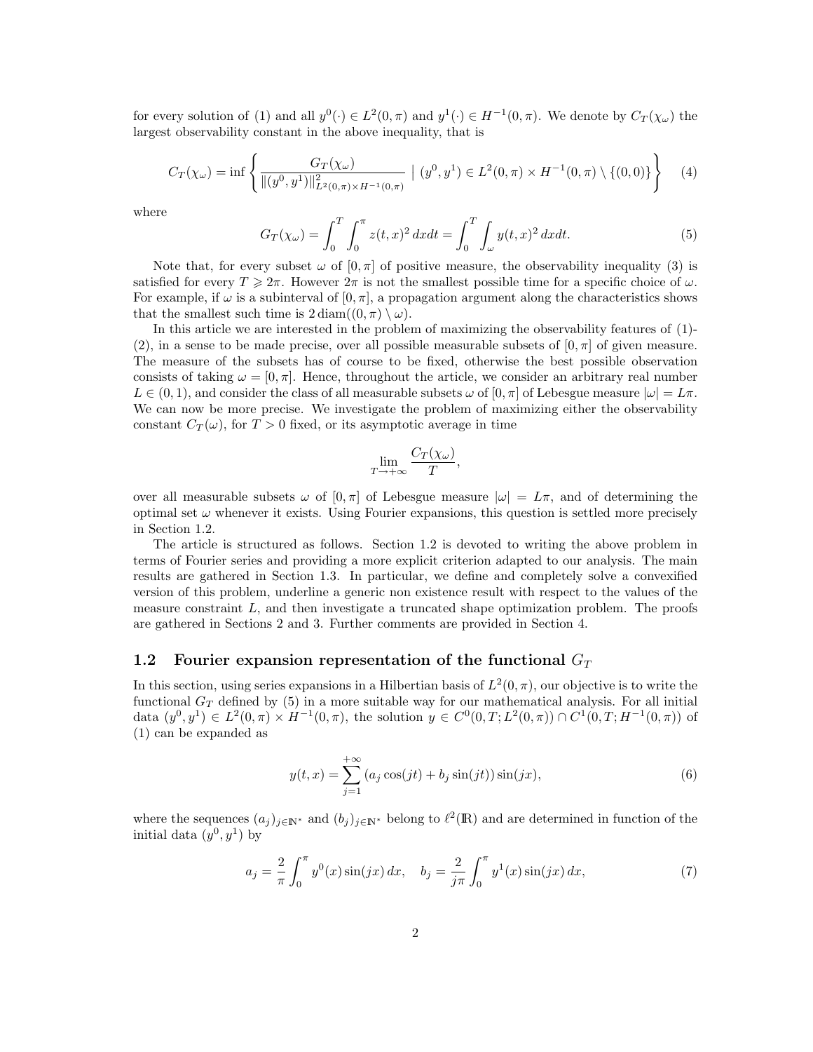for every solution of (1) and all $y^0(\cdot) \in L^2(0,\pi)$ and $y^1(\cdot) \in H^{-1}(0,\pi)$. We denote by $C_T(\chi_\omega)$ the largest observability constant in the above inequality, that is

$$C_T(\chi_\omega) = \inf \left\{ \frac{G_T(\chi_\omega)}{\|(y^0,y^1)\|^2_{L^2(0,\pi)\times H^{-1}(0,\pi)}} \mid (y^0,y^1) \in L^2(0,\pi) \times H^{-1}(0,\pi) \setminus \{(0,0)\} \right\} \tag{4}$$

where

$$G_T(\chi_\omega) = \int_0^T \int_0^\pi z(t,x)^2 \, dxdt = \int_0^T \int_\omega y(t,x)^2 \, dxdt. \tag{5}$$

Note that, for every subset $\omega$ of $[0,\pi]$ of positive measure, the observability inequality (3) is satisfied for every $T \geqslant 2\pi$. However $2\pi$ is not the smallest possible time for a specific choice of $\omega$. For example, if $\omega$ is a subinterval of $[0,\pi]$, a propagation argument along the characteristics shows that the smallest such time is $2\,\mathrm{diam}((0,\pi)\setminus\omega)$.

In this article we are interested in the problem of maximizing the observability features of (1)-(2), in a sense to be made precise, over all possible measurable subsets of $[0,\pi]$ of given measure. The measure of the subsets has of course to be fixed, otherwise the best possible observation consists of taking $\omega = [0,\pi]$. Hence, throughout the article, we consider an arbitrary real number $L \in (0,1)$, and consider the class of all measurable subsets $\omega$ of $[0,\pi]$ of Lebesgue measure $|\omega| = L\pi$. We can now be more precise. We investigate the problem of maximizing either the observability constant $C_T(\omega)$, for $T > 0$ fixed, or its asymptotic average in time

$$\lim_{T\to+\infty} \frac{C_T(\chi_\omega)}{T},$$

over all measurable subsets $\omega$ of $[0,\pi]$ of Lebesgue measure $|\omega| = L\pi$, and of determining the optimal set $\omega$ whenever it exists. Using Fourier expansions, this question is settled more precisely in Section 1.2.

The article is structured as follows. Section 1.2 is devoted to writing the above problem in terms of Fourier series and providing a more explicit criterion adapted to our analysis. The main results are gathered in Section 1.3. In particular, we define and completely solve a convexified version of this problem, underline a generic non existence result with respect to the values of the measure constraint $L$, and then investigate a truncated shape optimization problem. The proofs are gathered in Sections 2 and 3. Further comments are provided in Section 4.

## 1.2 Fourier expansion representation of the functional $G_T$

In this section, using series expansions in a Hilbertian basis of $L^2(0,\pi)$, our objective is to write the functional $G_T$ defined by (5) in a more suitable way for our mathematical analysis. For all initial data $(y^0,y^1) \in L^2(0,\pi) \times H^{-1}(0,\pi)$, the solution $y \in C^0(0,T;L^2(0,\pi)) \cap C^1(0,T;H^{-1}(0,\pi))$ of (1) can be expanded as

$$y(t,x) = \sum_{j=1}^{+\infty} (a_j \cos(jt) + b_j \sin(jt)) \sin(jx), \tag{6}$$

where the sequences $(a_j)_{j\in\mathbb{N}^*}$ and $(b_j)_{j\in\mathbb{N}^*}$ belong to $\ell^2(\mathbb{R})$ and are determined in function of the initial data $(y^0,y^1)$ by

$$a_j = \frac{2}{\pi} \int_0^\pi y^0(x) \sin(jx)\, dx, \quad b_j = \frac{2}{j\pi} \int_0^\pi y^1(x) \sin(jx)\, dx, \tag{7}$$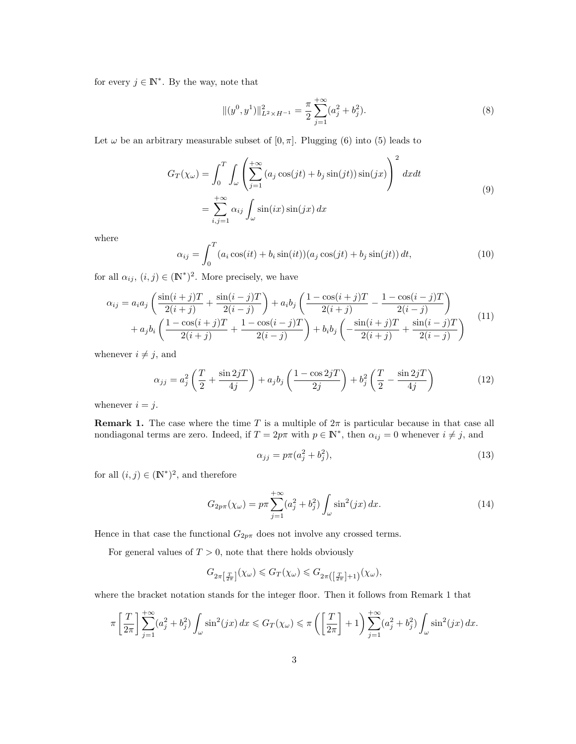for every $j \in \mathbb{N}^*$. By the way, note that

$$\|(y^0, y^1)\|^2_{L^2 \times H^{-1}} = \frac{\pi}{2} \sum_{j=1}^{+\infty} (a_j^2 + b_j^2). \tag{8}$$

Let $\omega$ be an arbitrary measurable subset of $[0, \pi]$. Plugging (6) into (5) leads to

$$\begin{aligned} G_T(\chi_\omega) &= \int_0^T \int_\omega \left( \sum_{j=1}^{+\infty} \left(a_j \cos(jt) + b_j \sin(jt)\right) \sin(jx) \right)^2 dx dt \\ &= \sum_{i,j=1}^{+\infty} \alpha_{ij} \int_\omega \sin(ix) \sin(jx)\, dx \end{aligned} \tag{9}$$

where

$$\alpha_{ij} = \int_0^T (a_i \cos(it) + b_i \sin(it))(a_j \cos(jt) + b_j \sin(jt))\, dt, \tag{10}$$

for all $\alpha_{ij}$, $(i,j) \in (\mathbb{N}^*)^2$. More precisely, we have

$$\begin{aligned} \alpha_{ij} &= a_i a_j \left( \frac{\sin(i+j)T}{2(i+j)} + \frac{\sin(i-j)T}{2(i-j)} \right) + a_i b_j \left( \frac{1 - \cos(i+j)T}{2(i+j)} - \frac{1 - \cos(i-j)T}{2(i-j)} \right) \\ &+ a_j b_i \left( \frac{1 - \cos(i+j)T}{2(i+j)} + \frac{1 - \cos(i-j)T}{2(i-j)} \right) + b_i b_j \left( -\frac{\sin(i+j)T}{2(i+j)} + \frac{\sin(i-j)T}{2(i-j)} \right) \end{aligned} \tag{11}$$

whenever $i \neq j$, and

$$\alpha_{jj} = a_j^2 \left( \frac{T}{2} + \frac{\sin 2jT}{4j} \right) + a_j b_j \left( \frac{1 - \cos 2jT}{2j} \right) + b_j^2 \left( \frac{T}{2} - \frac{\sin 2jT}{4j} \right) \tag{12}$$

whenever $i = j$.

**Remark 1.** The case where the time $T$ is a multiple of $2\pi$ is particular because in that case all nondiagonal terms are zero. Indeed, if $T = 2p\pi$ with $p \in \mathbb{N}^*$, then $\alpha_{ij} = 0$ whenever $i \neq j$, and

$$\alpha_{jj} = p\pi(a_j^2 + b_j^2), \tag{13}$$

for all $(i,j) \in (\mathbb{N}^*)^2$, and therefore

$$G_{2p\pi}(\chi_\omega) = p\pi \sum_{j=1}^{+\infty} (a_j^2 + b_j^2) \int_\omega \sin^2(jx)\, dx. \tag{14}$$

Hence in that case the functional $G_{2p\pi}$ does not involve any crossed terms.

For general values of $T > 0$, note that there holds obviously

$$G_{2\pi\left[\frac{T}{2\pi}\right]}(\chi_\omega) \leqslant G_T(\chi_\omega) \leqslant G_{2\pi\left(\left[\frac{T}{2\pi}\right]+1\right)}(\chi_\omega),$$

where the bracket notation stands for the integer floor. Then it follows from Remark 1 that

$$\pi \left[ \frac{T}{2\pi} \right] \sum_{j=1}^{+\infty} (a_j^2 + b_j^2) \int_\omega \sin^2(jx)\, dx \leqslant G_T(\chi_\omega) \leqslant \pi \left( \left[ \frac{T}{2\pi} \right] + 1 \right) \sum_{j=1}^{+\infty} (a_j^2 + b_j^2) \int_\omega \sin^2(jx)\, dx.$$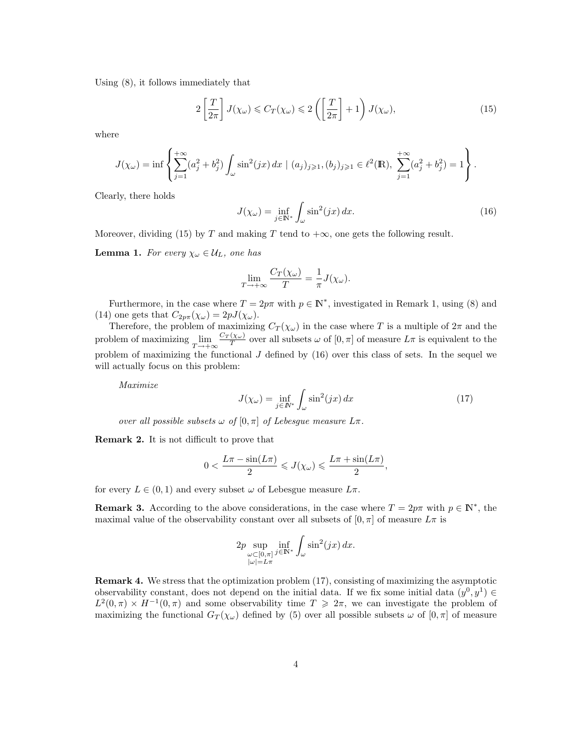Using (8), it follows immediately that

$$2\left[\frac{T}{2\pi}\right] J(\chi_\omega) \leqslant C_T(\chi_\omega) \leqslant 2\left(\left[\frac{T}{2\pi}\right]+1\right) J(\chi_\omega), \tag{15}$$

where

$$J(\chi_\omega) = \inf\left\{\sum_{j=1}^{+\infty}(a_j^2+b_j^2)\int_\omega \sin^2(jx)\,dx \mid (a_j)_{j\geqslant 1},(b_j)_{j\geqslant 1}\in \ell^2(\mathbb{R}),\ \sum_{j=1}^{+\infty}(a_j^2+b_j^2)=1\right\}.$$

Clearly, there holds

$$J(\chi_\omega) = \inf_{j\in\mathbb{N}^*}\int_\omega \sin^2(jx)\,dx. \tag{16}$$

Moreover, dividing (15) by $T$ and making $T$ tend to $+\infty$, one gets the following result.

**Lemma 1.** *For every $\chi_\omega \in \mathcal{U}_L$, one has*

$$\lim_{T\to+\infty}\frac{C_T(\chi_\omega)}{T} = \frac{1}{\pi}J(\chi_\omega).$$

Furthermore, in the case where $T = 2p\pi$ with $p\in\mathbb{N}^*$, investigated in Remark 1, using (8) and (14) one gets that $C_{2p\pi}(\chi_\omega) = 2pJ(\chi_\omega)$.

Therefore, the problem of maximizing $C_T(\chi_\omega)$ in the case where $T$ is a multiple of $2\pi$ and the problem of maximizing $\lim_{T\to+\infty}\frac{C_T(\chi_\omega)}{T}$ over all subsets $\omega$ of $[0,\pi]$ of measure $L\pi$ is equivalent to the problem of maximizing the functional $J$ defined by (16) over this class of sets. In the sequel we will actually focus on this problem:

*Maximize*

$$J(\chi_\omega) = \inf_{j\in\mathbb{N}^*}\int_\omega \sin^2(jx)\,dx \tag{17}$$

*over all possible subsets $\omega$ of $[0,\pi]$ of Lebesgue measure $L\pi$.*

**Remark 2.** It is not difficult to prove that

$$0 < \frac{L\pi - \sin(L\pi)}{2} \leqslant J(\chi_\omega) \leqslant \frac{L\pi + \sin(L\pi)}{2},$$

for every $L\in(0,1)$ and every subset $\omega$ of Lebesgue measure $L\pi$.

**Remark 3.** According to the above considerations, in the case where $T = 2p\pi$ with $p\in\mathbb{N}^*$, the maximal value of the observability constant over all subsets of $[0,\pi]$ of measure $L\pi$ is

$$2p\sup_{\substack{\omega\subset[0,\pi]\\|\omega|=L\pi}}\inf_{j\in\mathbb{N}^*}\int_\omega \sin^2(jx)\,dx.$$

**Remark 4.** We stress that the optimization problem (17), consisting of maximizing the asymptotic observability constant, does not depend on the initial data. If we fix some initial data $(y^0,y^1)\in L^2(0,\pi)\times H^{-1}(0,\pi)$ and some observability time $T\geqslant 2\pi$, we can investigate the problem of maximizing the functional $G_T(\chi_\omega)$ defined by (5) over all possible subsets $\omega$ of $[0,\pi]$ of measure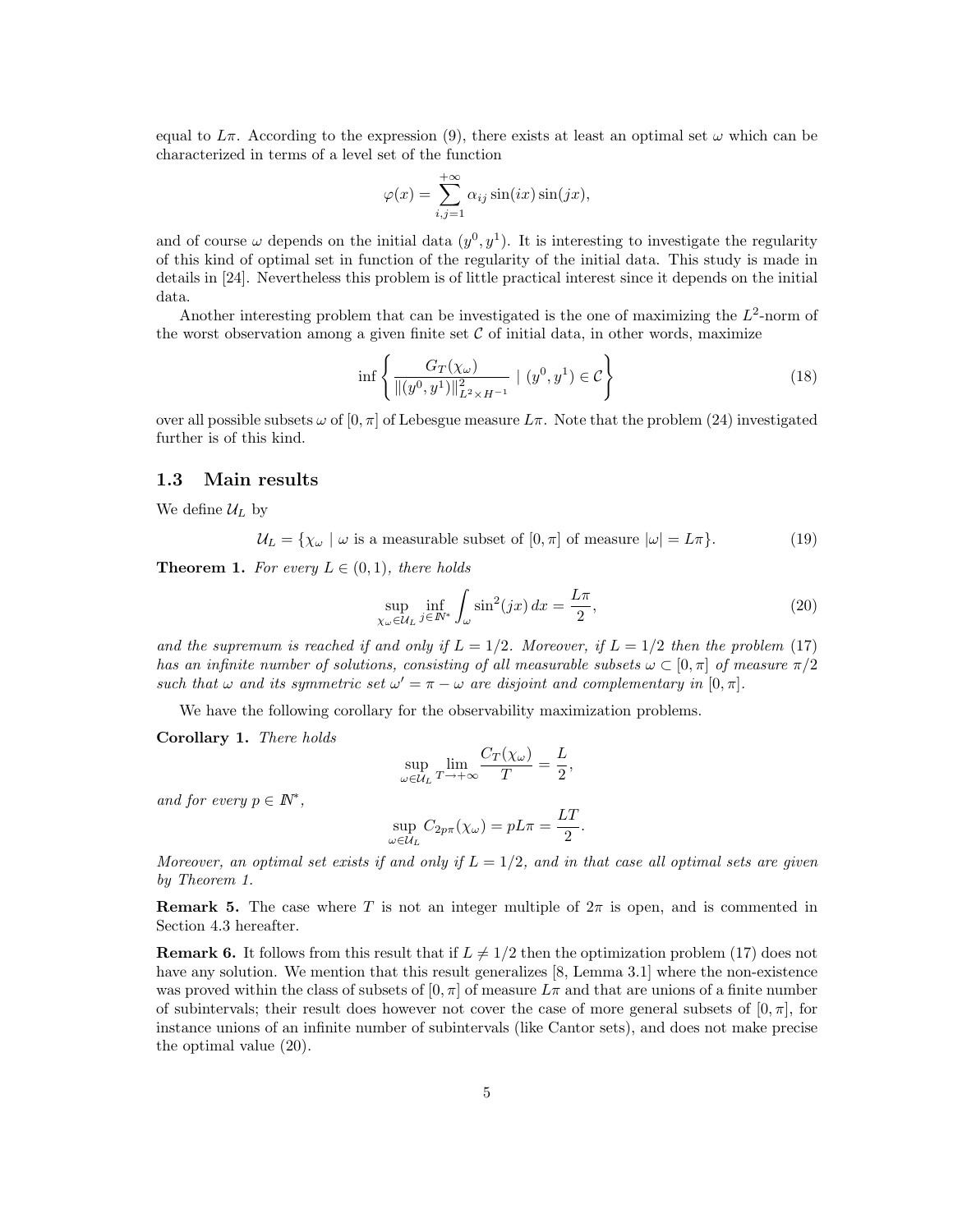equal to $L\pi$. According to the expression (9), there exists at least an optimal set $\omega$ which can be characterized in terms of a level set of the function

$$\varphi(x) = \sum_{i,j=1}^{+\infty} \alpha_{ij} \sin(ix) \sin(jx),$$

and of course $\omega$ depends on the initial data $(y^0, y^1)$. It is interesting to investigate the regularity of this kind of optimal set in function of the regularity of the initial data. This study is made in details in [24]. Nevertheless this problem is of little practical interest since it depends on the initial data.

Another interesting problem that can be investigated is the one of maximizing the $L^2$-norm of the worst observation among a given finite set $\mathcal{C}$ of initial data, in other words, maximize

$$\inf \left\{ \frac{G_T(\chi_\omega)}{\|(y^0, y^1)\|^2_{L^2 \times H^{-1}}} \mid (y^0, y^1) \in \mathcal{C} \right\} \tag{18}$$

over all possible subsets $\omega$ of $[0, \pi]$ of Lebesgue measure $L\pi$. Note that the problem (24) investigated further is of this kind.

### 1.3 Main results

We define $\mathcal{U}_L$ by

$$\mathcal{U}_L = \{\chi_\omega \mid \omega \text{ is a measurable subset of } [0, \pi] \text{ of measure } |\omega| = L\pi\}. \tag{19}$$

**Theorem 1.** *For every $L \in (0, 1)$, there holds*

$$\sup_{\chi_\omega \in \mathcal{U}_L} \inf_{j \in \mathbb{N}^*} \int_\omega \sin^2(jx)\, dx = \frac{L\pi}{2}, \tag{20}$$

*and the supremum is reached if and only if $L = 1/2$. Moreover, if $L = 1/2$ then the problem (17) has an infinite number of solutions, consisting of all measurable subsets $\omega \subset [0, \pi]$ of measure $\pi/2$ such that $\omega$ and its symmetric set $\omega' = \pi - \omega$ are disjoint and complementary in $[0, \pi]$.*

We have the following corollary for the observability maximization problems.

**Corollary 1.** *There holds*

$$\sup_{\omega \in \mathcal{U}_L} \lim_{T \to +\infty} \frac{C_T(\chi_\omega)}{T} = \frac{L}{2},$$

*and for every $p \in \mathbb{N}^*$,*

$$\sup_{\omega \in \mathcal{U}_L} C_{2p\pi}(\chi_\omega) = pL\pi = \frac{LT}{2}.$$

*Moreover, an optimal set exists if and only if $L = 1/2$, and in that case all optimal sets are given by Theorem 1.*

**Remark 5.** The case where $T$ is not an integer multiple of $2\pi$ is open, and is commented in Section 4.3 hereafter.

**Remark 6.** It follows from this result that if $L \neq 1/2$ then the optimization problem (17) does not have any solution. We mention that this result generalizes [8, Lemma 3.1] where the non-existence was proved within the class of subsets of $[0, \pi]$ of measure $L\pi$ and that are unions of a finite number of subintervals; their result does however not cover the case of more general subsets of $[0, \pi]$, for instance unions of an infinite number of subintervals (like Cantor sets), and does not make precise the optimal value (20).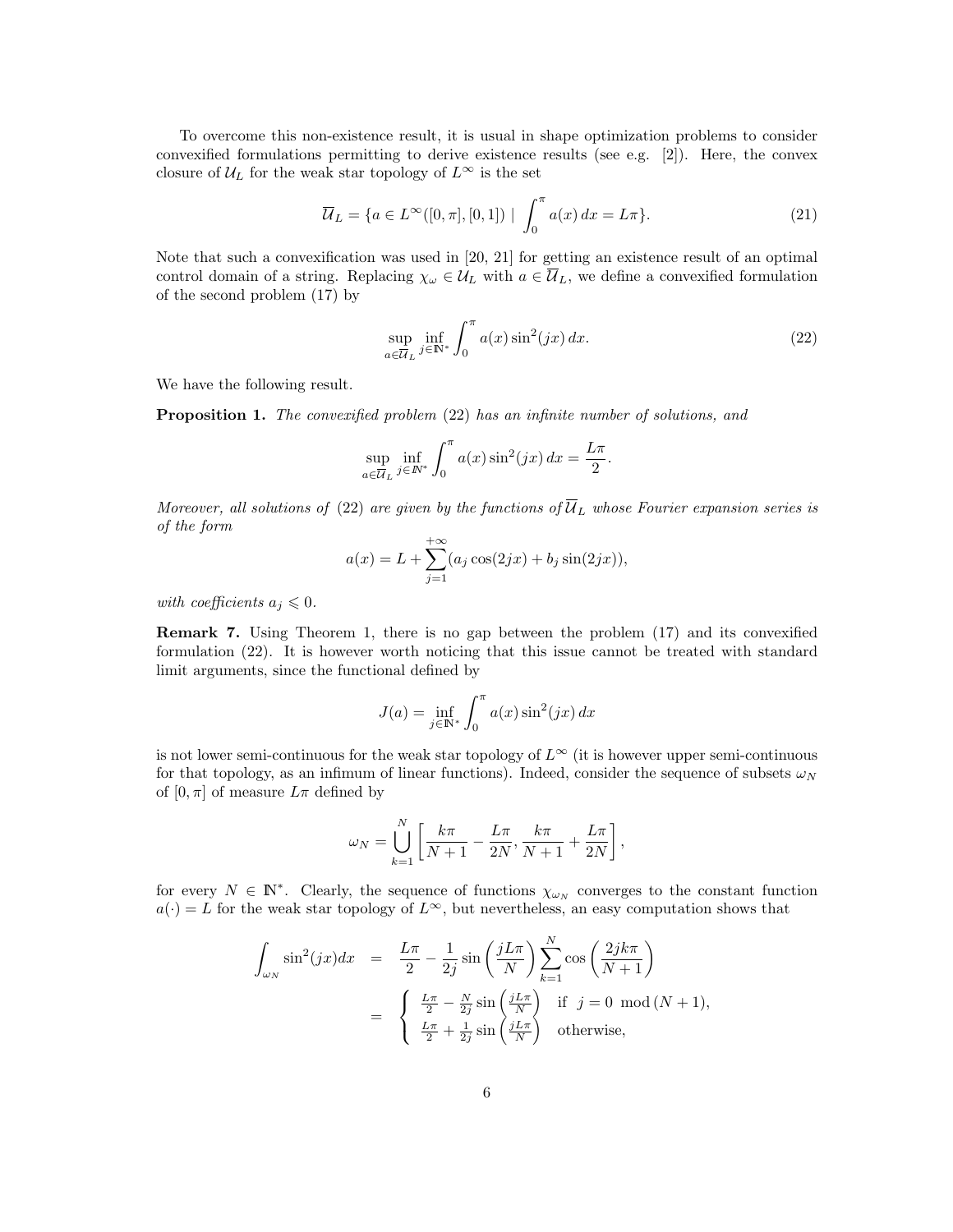To overcome this non-existence result, it is usual in shape optimization problems to consider convexified formulations permitting to derive existence results (see e.g. [2]). Here, the convex closure of $\mathcal{U}_L$ for the weak star topology of $L^\infty$ is the set

$$\overline{\mathcal{U}}_L = \{a \in L^\infty([0,\pi],[0,1]) \mid \int_0^\pi a(x)\,dx = L\pi\}. \tag{21}$$

Note that such a convexification was used in [20, 21] for getting an existence result of an optimal control domain of a string. Replacing $\chi_\omega \in \mathcal{U}_L$ with $a \in \overline{\mathcal{U}}_L$, we define a convexified formulation of the second problem (17) by

$$\sup_{a\in\overline{\mathcal{U}}_L} \inf_{j\in\mathbb{N}^*} \int_0^\pi a(x)\sin^2(jx)\,dx. \tag{22}$$

We have the following result.

**Proposition 1.** *The convexified problem* (22) *has an infinite number of solutions, and*

$$\sup_{a\in\overline{\mathcal{U}}_L} \inf_{j\in\mathbb{N}^*} \int_0^\pi a(x)\sin^2(jx)\,dx = \frac{L\pi}{2}.$$

*Moreover, all solutions of* (22) *are given by the functions of $\overline{\mathcal{U}}_L$ whose Fourier expansion series is of the form*

$$a(x) = L + \sum_{j=1}^{+\infty}(a_j\cos(2jx) + b_j\sin(2jx)),$$

*with coefficients $a_j \leqslant 0$.*

**Remark 7.** Using Theorem 1, there is no gap between the problem (17) and its convexified formulation (22). It is however worth noticing that this issue cannot be treated with standard limit arguments, since the functional defined by

$$J(a) = \inf_{j\in\mathbb{N}^*} \int_0^\pi a(x)\sin^2(jx)\,dx$$

is not lower semi-continuous for the weak star topology of $L^\infty$ (it is however upper semi-continuous for that topology, as an infimum of linear functions). Indeed, consider the sequence of subsets $\omega_N$ of $[0,\pi]$ of measure $L\pi$ defined by

$$\omega_N = \bigcup_{k=1}^N \left[\frac{k\pi}{N+1} - \frac{L\pi}{2N}, \frac{k\pi}{N+1} + \frac{L\pi}{2N}\right],$$

for every $N \in \mathbb{N}^*$. Clearly, the sequence of functions $\chi_{\omega_N}$ converges to the constant function $a(\cdot) = L$ for the weak star topology of $L^\infty$, but nevertheless, an easy computation shows that

$$\begin{aligned}
\int_{\omega_N} \sin^2(jx)dx &= \frac{L\pi}{2} - \frac{1}{2j}\sin\left(\frac{jL\pi}{N}\right)\sum_{k=1}^N \cos\left(\frac{2jk\pi}{N+1}\right) \\
&= \begin{cases} \frac{L\pi}{2} - \frac{N}{2j}\sin\left(\frac{jL\pi}{N}\right) & \text{if } j = 0 \mod (N+1), \\ \frac{L\pi}{2} + \frac{1}{2j}\sin\left(\frac{jL\pi}{N}\right) & \text{otherwise,} \end{cases}
\end{aligned}$$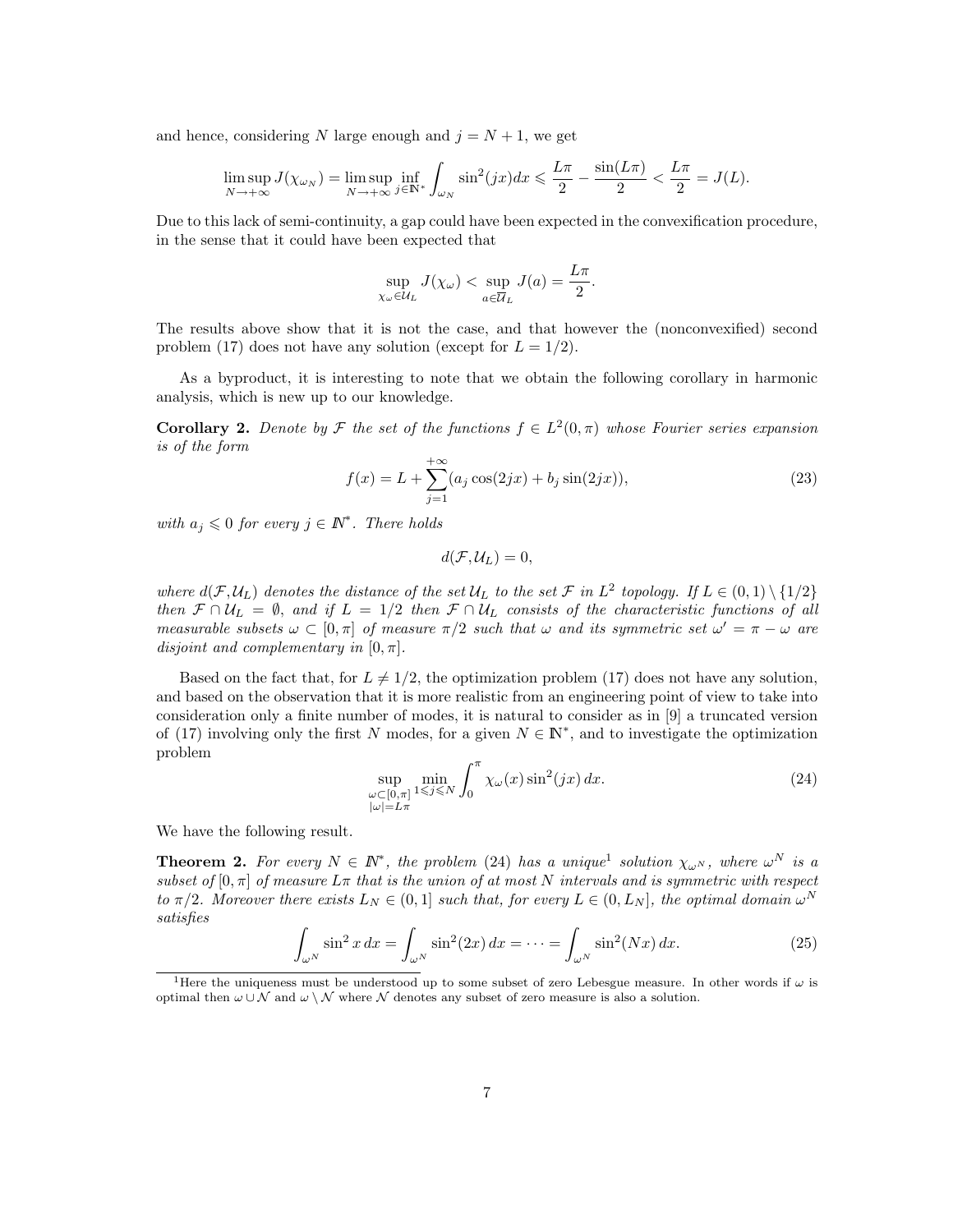and hence, considering $N$ large enough and $j = N+1$, we get

$$\limsup_{N\to+\infty} J(\chi_{\omega_N}) = \limsup_{N\to+\infty} \inf_{j\in\mathbb{N}^*} \int_{\omega_N} \sin^2(jx)dx \leqslant \frac{L\pi}{2} - \frac{\sin(L\pi)}{2} < \frac{L\pi}{2} = J(L).$$

Due to this lack of semi-continuity, a gap could have been expected in the convexification procedure, in the sense that it could have been expected that

$$\sup_{\chi_\omega \in \mathcal{U}_L} J(\chi_\omega) < \sup_{a\in\overline{\mathcal{U}}_L} J(a) = \frac{L\pi}{2}.$$

The results above show that it is not the case, and that however the (nonconvexified) second problem (17) does not have any solution (except for $L = 1/2$).

As a byproduct, it is interesting to note that we obtain the following corollary in harmonic analysis, which is new up to our knowledge.

**Corollary 2.** *Denote by $\mathcal{F}$ the set of the functions $f \in L^2(0,\pi)$ whose Fourier series expansion is of the form*

$$f(x) = L + \sum_{j=1}^{+\infty} (a_j \cos(2jx) + b_j \sin(2jx)), \tag{23}$$

*with $a_j \leqslant 0$ for every $j \in \mathbb{N}^*$. There holds*

$$d(\mathcal{F}, \mathcal{U}_L) = 0,$$

*where $d(\mathcal{F}, \mathcal{U}_L)$ denotes the distance of the set $\mathcal{U}_L$ to the set $\mathcal{F}$ in $L^2$ topology. If $L \in (0,1) \setminus \{1/2\}$ then $\mathcal{F} \cap \mathcal{U}_L = \emptyset$, and if $L = 1/2$ then $\mathcal{F} \cap \mathcal{U}_L$ consists of the characteristic functions of all measurable subsets $\omega \subset [0,\pi]$ of measure $\pi/2$ such that $\omega$ and its symmetric set $\omega' = \pi - \omega$ are disjoint and complementary in $[0,\pi]$.*

Based on the fact that, for $L \neq 1/2$, the optimization problem (17) does not have any solution, and based on the observation that it is more realistic from an engineering point of view to take into consideration only a finite number of modes, it is natural to consider as in [9] a truncated version of (17) involving only the first $N$ modes, for a given $N \in \mathbb{N}^*$, and to investigate the optimization problem

$$\sup_{\substack{\omega\subset[0,\pi] \\ |\omega|=L\pi}} \min_{1\leqslant j\leqslant N} \int_0^\pi \chi_\omega(x) \sin^2(jx)\, dx. \tag{24}$$

We have the following result.

**Theorem 2.** *For every $N \in \mathbb{N}^*$, the problem (24) has a unique[1] solution $\chi_{\omega^N}$, where $\omega^N$ is a subset of $[0,\pi]$ of measure $L\pi$ that is the union of at most $N$ intervals and is symmetric with respect to $\pi/2$. Moreover there exists $L_N \in (0,1]$ such that, for every $L \in (0, L_N]$, the optimal domain $\omega^N$ satisfies*

$$\int_{\omega^N} \sin^2 x\, dx = \int_{\omega^N} \sin^2(2x)\, dx = \cdots = \int_{\omega^N} \sin^2(Nx)\, dx. \tag{25}$$

[1] Here the uniqueness must be understood up to some subset of zero Lebesgue measure. In other words if $\omega$ is optimal then $\omega \cup \mathcal{N}$ and $\omega \setminus \mathcal{N}$ where $\mathcal{N}$ denotes any subset of zero measure is also a solution.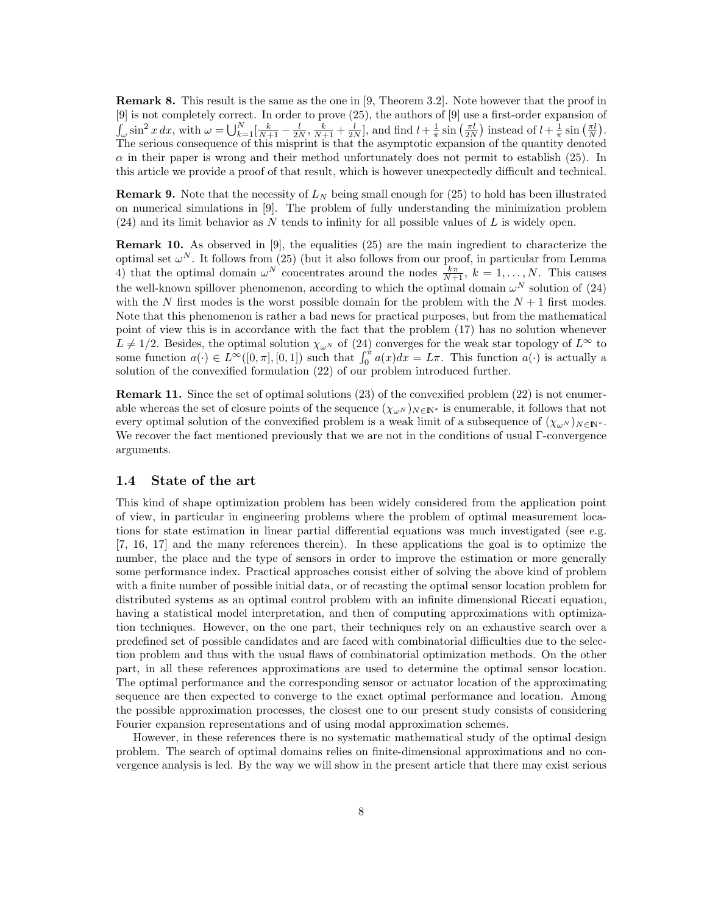**Remark 8.** This result is the same as the one in [9, Theorem 3.2]. Note however that the proof in [9] is not completely correct. In order to prove (25), the authors of [9] use a first-order expansion of $\int_\omega \sin^2 x\,dx$, with $\omega = \bigcup_{k=1}^{N} [\frac{k}{N+1} - \frac{l}{2N}, \frac{k}{N+1} + \frac{l}{2N}]$, and find $l + \frac{1}{\pi}\sin\left(\frac{\pi l}{2N}\right)$ instead of $l + \frac{1}{\pi}\sin\left(\frac{\pi l}{N}\right)$. The serious consequence of this misprint is that the asymptotic expansion of the quantity denoted $\alpha$ in their paper is wrong and their method unfortunately does not permit to establish (25). In this article we provide a proof of that result, which is however unexpectedly difficult and technical.

**Remark 9.** Note that the necessity of $L_N$ being small enough for (25) to hold has been illustrated on numerical simulations in [9]. The problem of fully understanding the minimization problem (24) and its limit behavior as $N$ tends to infinity for all possible values of $L$ is widely open.

**Remark 10.** As observed in [9], the equalities (25) are the main ingredient to characterize the optimal set $\omega^N$. It follows from (25) (but it also follows from our proof, in particular from Lemma 4) that the optimal domain $\omega^N$ concentrates around the nodes $\frac{k\pi}{N+1}$, $k = 1, \ldots, N$. This causes the well-known spillover phenomenon, according to which the optimal domain $\omega^N$ solution of (24) with the $N$ first modes is the worst possible domain for the problem with the $N+1$ first modes. Note that this phenomenon is rather a bad news for practical purposes, but from the mathematical point of view this is in accordance with the fact that the problem (17) has no solution whenever $L \neq 1/2$. Besides, the optimal solution $\chi_{\omega^N}$ of (24) converges for the weak star topology of $L^\infty$ to some function $a(\cdot) \in L^\infty([0,\pi],[0,1])$ such that $\int_0^\pi a(x)dx = L\pi$. This function $a(\cdot)$ is actually a solution of the convexified formulation (22) of our problem introduced further.

**Remark 11.** Since the set of optimal solutions (23) of the convexified problem (22) is not enumerable whereas the set of closure points of the sequence $(\chi_{\omega^N})_{N\in\mathbb{N}^*}$ is enumerable, it follows that not every optimal solution of the convexified problem is a weak limit of a subsequence of $(\chi_{\omega^N})_{N\in\mathbb{N}^*}$. We recover the fact mentioned previously that we are not in the conditions of usual $\Gamma$-convergence arguments.

### 1.4 State of the art

This kind of shape optimization problem has been widely considered from the application point of view, in particular in engineering problems where the problem of optimal measurement locations for state estimation in linear partial differential equations was much investigated (see e.g. [7, 16, 17] and the many references therein). In these applications the goal is to optimize the number, the place and the type of sensors in order to improve the estimation or more generally some performance index. Practical approaches consist either of solving the above kind of problem with a finite number of possible initial data, or of recasting the optimal sensor location problem for distributed systems as an optimal control problem with an infinite dimensional Riccati equation, having a statistical model interpretation, and then of computing approximations with optimization techniques. However, on the one part, their techniques rely on an exhaustive search over a predefined set of possible candidates and are faced with combinatorial difficulties due to the selection problem and thus with the usual flaws of combinatorial optimization methods. On the other part, in all these references approximations are used to determine the optimal sensor location. The optimal performance and the corresponding sensor or actuator location of the approximating sequence are then expected to converge to the exact optimal performance and location. Among the possible approximation processes, the closest one to our present study consists of considering Fourier expansion representations and of using modal approximation schemes.

However, in these references there is no systematic mathematical study of the optimal design problem. The search of optimal domains relies on finite-dimensional approximations and no convergence analysis is led. By the way we will show in the present article that there may exist serious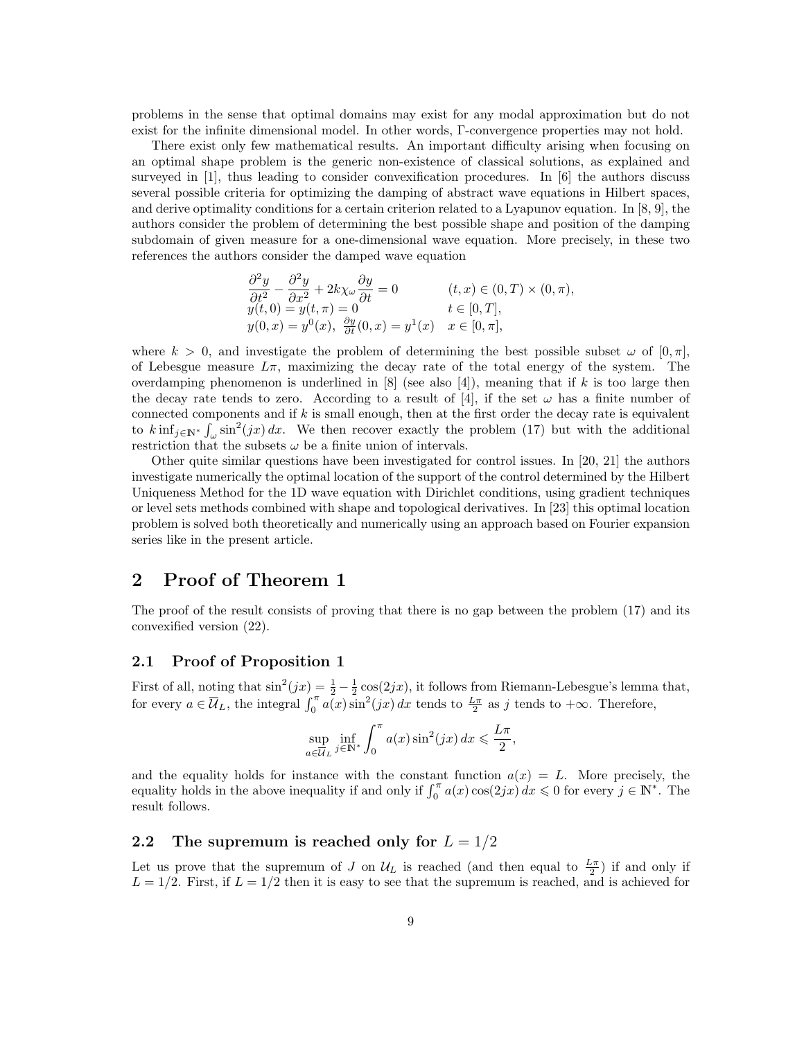problems in the sense that optimal domains may exist for any modal approximation but do not exist for the infinite dimensional model. In other words, Γ-convergence properties may not hold.

There exist only few mathematical results. An important difficulty arising when focusing on an optimal shape problem is the generic non-existence of classical solutions, as explained and surveyed in [1], thus leading to consider convexification procedures. In [6] the authors discuss several possible criteria for optimizing the damping of abstract wave equations in Hilbert spaces, and derive optimality conditions for a certain criterion related to a Lyapunov equation. In [8, 9], the authors consider the problem of determining the best possible shape and position of the damping subdomain of given measure for a one-dimensional wave equation. More precisely, in these two references the authors consider the damped wave equation

$$
\begin{array}{ll}
\dfrac{\partial^2 y}{\partial t^2} - \dfrac{\partial^2 y}{\partial x^2} + 2k\chi_\omega \dfrac{\partial y}{\partial t} = 0 & (t,x) \in (0,T)\times(0,\pi), \\
y(t,0) = y(t,\pi) = 0 & t \in [0,T], \\
y(0,x) = y^0(x),\ \frac{\partial y}{\partial t}(0,x) = y^1(x) & x \in [0,\pi],
\end{array}
$$

where $k > 0$, and investigate the problem of determining the best possible subset $\omega$ of $[0,\pi]$, of Lebesgue measure $L\pi$, maximizing the decay rate of the total energy of the system. The overdamping phenomenon is underlined in [8] (see also [4]), meaning that if $k$ is too large then the decay rate tends to zero. According to a result of [4], if the set $\omega$ has a finite number of connected components and if $k$ is small enough, then at the first order the decay rate is equivalent to $k \inf_{j\in\mathbb{N}^*} \int_\omega \sin^2(jx)\,dx$. We then recover exactly the problem (17) but with the additional restriction that the subsets $\omega$ be a finite union of intervals.

Other quite similar questions have been investigated for control issues. In [20, 21] the authors investigate numerically the optimal location of the support of the control determined by the Hilbert Uniqueness Method for the 1D wave equation with Dirichlet conditions, using gradient techniques or level sets methods combined with shape and topological derivatives. In [23] this optimal location problem is solved both theoretically and numerically using an approach based on Fourier expansion series like in the present article.

# 2 Proof of Theorem 1

The proof of the result consists of proving that there is no gap between the problem (17) and its convexified version (22).

## 2.1 Proof of Proposition 1

First of all, noting that $\sin^2(jx) = \frac{1}{2} - \frac{1}{2}\cos(2jx)$, it follows from Riemann-Lebesgue's lemma that, for every $a \in \overline{\mathcal{U}}_L$, the integral $\int_0^\pi a(x)\sin^2(jx)\,dx$ tends to $\frac{L\pi}{2}$ as $j$ tends to $+\infty$. Therefore,

$$
\sup_{a\in\overline{\mathcal{U}}_L} \inf_{j\in\mathbb{N}^*} \int_0^\pi a(x)\sin^2(jx)\,dx \leqslant \frac{L\pi}{2},
$$

and the equality holds for instance with the constant function $a(x) = L$. More precisely, the equality holds in the above inequality if and only if $\int_0^\pi a(x)\cos(2jx)\,dx \leqslant 0$ for every $j \in \mathbb{N}^*$. The result follows.

## 2.2 The supremum is reached only for $L = 1/2$

Let us prove that the supremum of $J$ on $\mathcal{U}_L$ is reached (and then equal to $\frac{L\pi}{2}$) if and only if $L = 1/2$. First, if $L = 1/2$ then it is easy to see that the supremum is reached, and is achieved for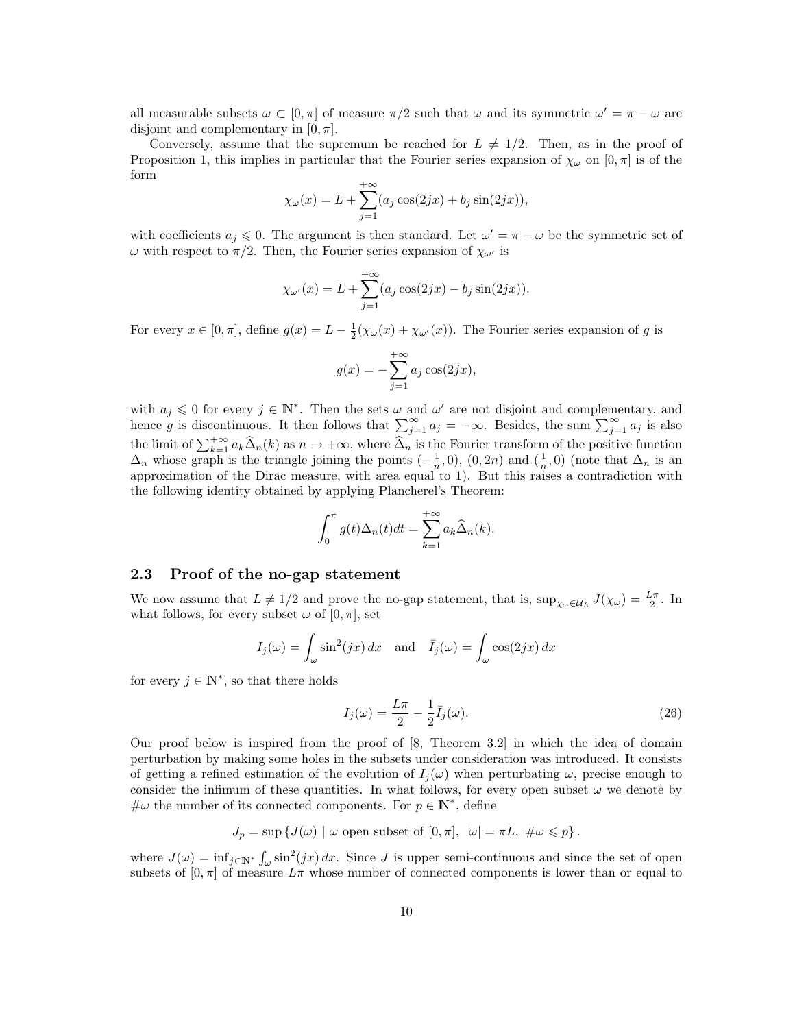all measurable subsets $\omega \subset [0,\pi]$ of measure $\pi/2$ such that $\omega$ and its symmetric $\omega' = \pi - \omega$ are disjoint and complementary in $[0,\pi]$.

Conversely, assume that the supremum be reached for $L \neq 1/2$. Then, as in the proof of Proposition 1, this implies in particular that the Fourier series expansion of $\chi_\omega$ on $[0,\pi]$ is of the form

$$\chi_\omega(x) = L + \sum_{j=1}^{+\infty}(a_j \cos(2jx) + b_j \sin(2jx)),$$

with coefficients $a_j \leqslant 0$. The argument is then standard. Let $\omega' = \pi - \omega$ be the symmetric set of $\omega$ with respect to $\pi/2$. Then, the Fourier series expansion of $\chi_{\omega'}$ is

$$\chi_{\omega'}(x) = L + \sum_{j=1}^{+\infty}(a_j \cos(2jx) - b_j \sin(2jx)).$$

For every $x \in [0,\pi]$, define $g(x) = L - \frac{1}{2}(\chi_\omega(x) + \chi_{\omega'}(x))$. The Fourier series expansion of $g$ is

$$g(x) = -\sum_{j=1}^{+\infty} a_j \cos(2jx),$$

with $a_j \leqslant 0$ for every $j \in \mathbb{N}^*$. Then the sets $\omega$ and $\omega'$ are not disjoint and complementary, and hence $g$ is discontinuous. It then follows that $\sum_{j=1}^{\infty} a_j = -\infty$. Besides, the sum $\sum_{j=1}^{\infty} a_j$ is also the limit of $\sum_{k=1}^{+\infty} a_k \widehat{\Delta}_n(k)$ as $n \to +\infty$, where $\widehat{\Delta}_n$ is the Fourier transform of the positive function $\Delta_n$ whose graph is the triangle joining the points $(-\frac{1}{n}, 0)$, $(0, 2n)$ and $(\frac{1}{n}, 0)$ (note that $\Delta_n$ is an approximation of the Dirac measure, with area equal to 1). But this raises a contradiction with the following identity obtained by applying Plancherel's Theorem:

$$\int_0^\pi g(t)\Delta_n(t)dt = \sum_{k=1}^{+\infty} a_k \widehat{\Delta}_n(k).$$

### 2.3 Proof of the no-gap statement

We now assume that $L \neq 1/2$ and prove the no-gap statement, that is, $\sup_{\chi_\omega \in \mathcal{U}_L} J(\chi_\omega) = \frac{L\pi}{2}$. In what follows, for every subset $\omega$ of $[0,\pi]$, set

$$I_j(\omega) = \int_\omega \sin^2(jx)\,dx \quad \text{and} \quad \bar{I}_j(\omega) = \int_\omega \cos(2jx)\,dx$$

for every $j \in \mathbb{N}^*$, so that there holds

$$I_j(\omega) = \frac{L\pi}{2} - \frac{1}{2}\bar{I}_j(\omega). \tag{26}$$

Our proof below is inspired from the proof of [8, Theorem 3.2] in which the idea of domain perturbation by making some holes in the subsets under consideration was introduced. It consists of getting a refined estimation of the evolution of $I_j(\omega)$ when perturbating $\omega$, precise enough to consider the infimum of these quantities. In what follows, for every open subset $\omega$ we denote by $\#\omega$ the number of its connected components. For $p \in \mathbb{N}^*$, define

$$J_p = \sup\left\{J(\omega) \mid \omega \text{ open subset of } [0,\pi],\ |\omega| = \pi L,\ \#\omega \leqslant p\right\}.$$

where $J(\omega) = \inf_{j\in\mathbb{N}^*} \int_\omega \sin^2(jx)\,dx$. Since $J$ is upper semi-continuous and since the set of open subsets of $[0,\pi]$ of measure $L\pi$ whose number of connected components is lower than or equal to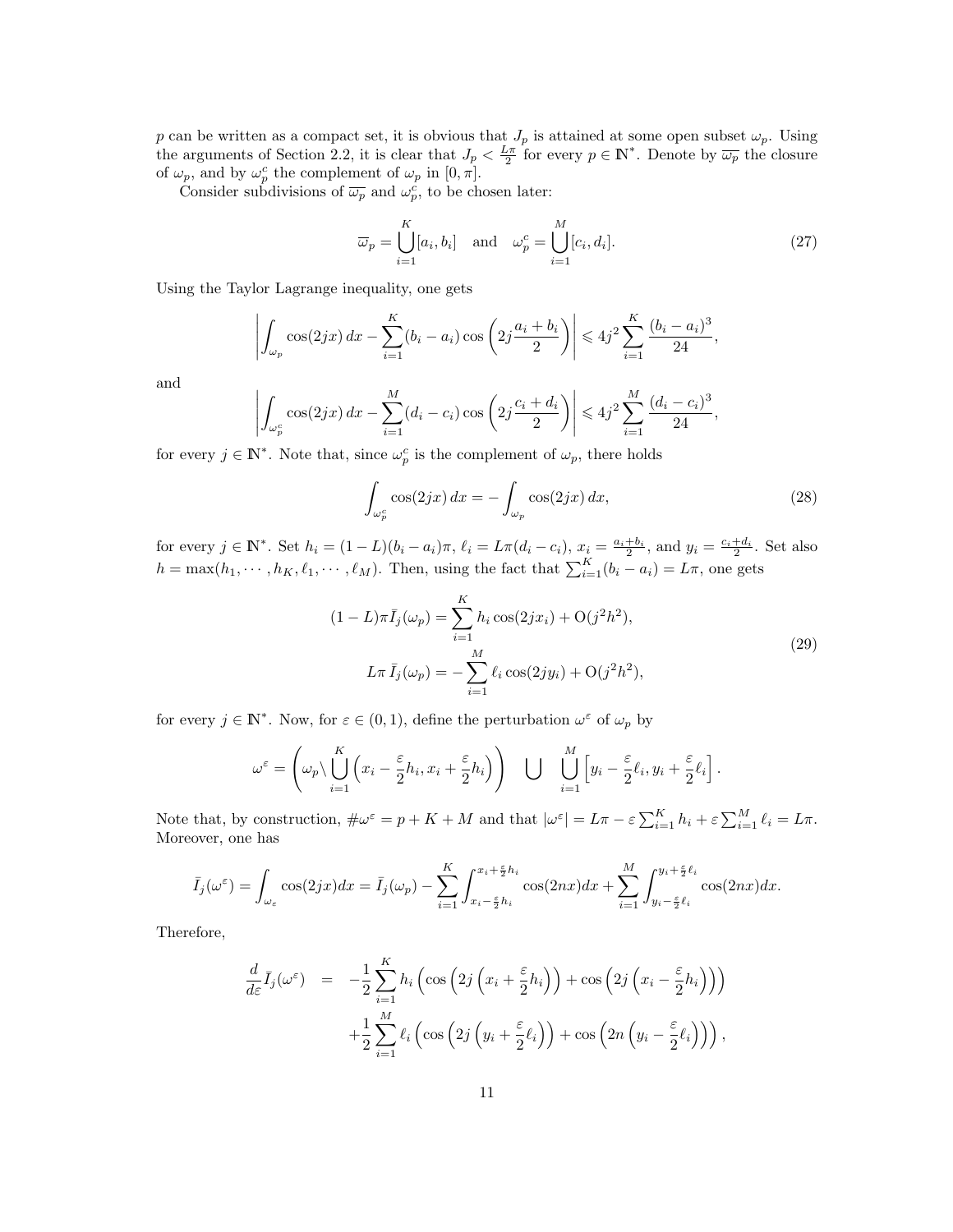$p$ can be written as a compact set, it is obvious that $J_p$ is attained at some open subset $\omega_p$. Using the arguments of Section 2.2, it is clear that $J_p < \frac{L\pi}{2}$ for every $p \in \mathbb{N}^*$. Denote by $\overline{\omega_p}$ the closure of $\omega_p$, and by $\omega_p^c$ the complement of $\omega_p$ in $[0, \pi]$.

Consider subdivisions of $\overline{\omega_p}$ and $\omega_p^c$, to be chosen later:

$$\overline{\omega}_p = \bigcup_{i=1}^{K} [a_i, b_i] \quad \text{and} \quad \omega_p^c = \bigcup_{i=1}^{M} [c_i, d_i]. \tag{27}$$

Using the Taylor Lagrange inequality, one gets

$$\left| \int_{\omega_p} \cos(2jx)\, dx - \sum_{i=1}^{K} (b_i - a_i) \cos\left(2j \frac{a_i + b_i}{2}\right) \right| \leqslant 4j^2 \sum_{i=1}^{K} \frac{(b_i - a_i)^3}{24},$$

and

$$\left| \int_{\omega_p^c} \cos(2jx)\, dx - \sum_{i=1}^{M} (d_i - c_i) \cos\left(2j \frac{c_i + d_i}{2}\right) \right| \leqslant 4j^2 \sum_{i=1}^{M} \frac{(d_i - c_i)^3}{24},$$

for every $j \in \mathbb{N}^*$. Note that, since $\omega_p^c$ is the complement of $\omega_p$, there holds

$$\int_{\omega_p^c} \cos(2jx)\, dx = - \int_{\omega_p} \cos(2jx)\, dx, \tag{28}$$

for every $j \in \mathbb{N}^*$. Set $h_i = (1-L)(b_i - a_i)\pi$, $\ell_i = L\pi(d_i - c_i)$, $x_i = \frac{a_i + b_i}{2}$, and $y_i = \frac{c_i + d_i}{2}$. Set also $h = \max(h_1, \cdots, h_K, \ell_1, \cdots, \ell_M)$. Then, using the fact that $\sum_{i=1}^{K} (b_i - a_i) = L\pi$, one gets

$$\begin{aligned}
(1-L)\pi \bar{I}_j(\omega_p) &= \sum_{i=1}^{K} h_i \cos(2jx_i) + \mathrm{O}(j^2 h^2), \\
L\pi\, \bar{I}_j(\omega_p) &= - \sum_{i=1}^{M} \ell_i \cos(2jy_i) + \mathrm{O}(j^2 h^2),
\end{aligned} \tag{29}$$

for every $j \in \mathbb{N}^*$. Now, for $\varepsilon \in (0, 1)$, define the perturbation $\omega^\varepsilon$ of $\omega_p$ by

$$\omega^\varepsilon = \left( \omega_p \backslash \bigcup_{i=1}^{K} \left( x_i - \frac{\varepsilon}{2} h_i, x_i + \frac{\varepsilon}{2} h_i \right) \right) \quad \bigcup \quad \bigcup_{i=1}^{M} \left[ y_i - \frac{\varepsilon}{2} \ell_i, y_i + \frac{\varepsilon}{2} \ell_i \right].$$

Note that, by construction, $\#\omega^\varepsilon = p + K + M$ and that $|\omega^\varepsilon| = L\pi - \varepsilon \sum_{i=1}^{K} h_i + \varepsilon \sum_{i=1}^{M} \ell_i = L\pi$. Moreover, one has

$$\bar{I}_j(\omega^\varepsilon) = \int_{\omega_\varepsilon} \cos(2jx) dx = \bar{I}_j(\omega_p) - \sum_{i=1}^{K} \int_{x_i - \frac{\varepsilon}{2} h_i}^{x_i + \frac{\varepsilon}{2} h_i} \cos(2nx) dx + \sum_{i=1}^{M} \int_{y_i - \frac{\varepsilon}{2} \ell_i}^{y_i + \frac{\varepsilon}{2} \ell_i} \cos(2nx) dx.$$

Therefore,

$$\begin{aligned}
\frac{d}{d\varepsilon} \bar{I}_j(\omega^\varepsilon) \quad &= \quad -\frac{1}{2} \sum_{i=1}^{K} h_i \left( \cos\left(2j\left(x_i + \frac{\varepsilon}{2} h_i\right)\right) + \cos\left(2j\left(x_i - \frac{\varepsilon}{2} h_i\right)\right) \right) \\
&\quad + \frac{1}{2} \sum_{i=1}^{M} \ell_i \left( \cos\left(2j\left(y_i + \frac{\varepsilon}{2} \ell_i\right)\right) + \cos\left(2n\left(y_i - \frac{\varepsilon}{2} \ell_i\right)\right) \right),
\end{aligned}$$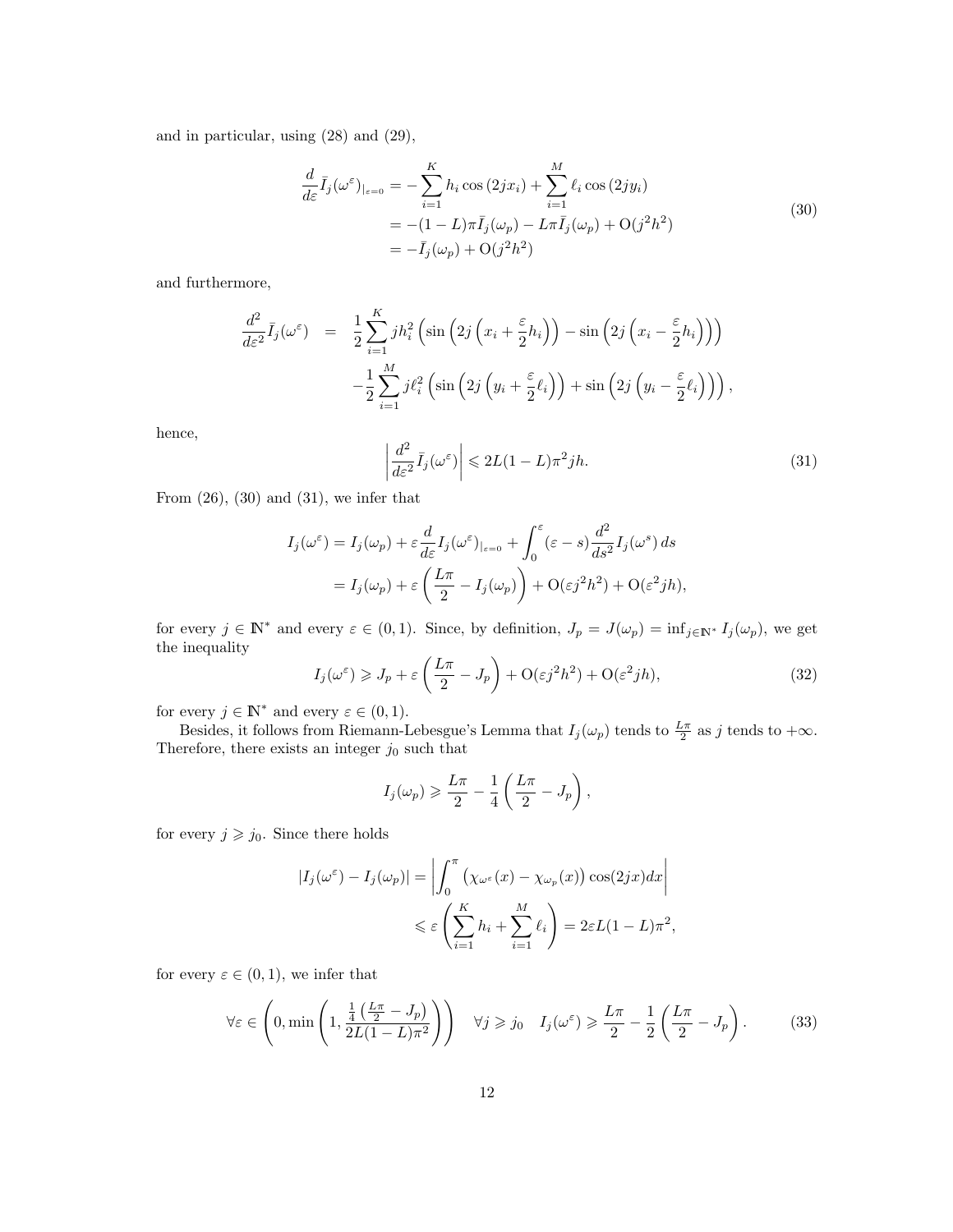and in particular, using (28) and (29),

$$
\begin{aligned}
\frac{d}{d\varepsilon}\bar{I}_j(\omega^\varepsilon)_{|_{\varepsilon=0}} &= -\sum_{i=1}^{K} h_i \cos(2jx_i) + \sum_{i=1}^{M} \ell_i \cos(2jy_i) \\
&= -(1-L)\pi \bar{I}_j(\omega_p) - L\pi \bar{I}_j(\omega_p) + \mathrm{O}(j^2h^2) \\
&= -\bar{I}_j(\omega_p) + \mathrm{O}(j^2h^2)
\end{aligned}
\tag{30}
$$

and furthermore,

$$
\begin{aligned}
\frac{d^2}{d\varepsilon^2}\bar{I}_j(\omega^\varepsilon) \quad = \quad & \frac{1}{2}\sum_{i=1}^{K} jh_i^2 \left(\sin\left(2j\left(x_i + \frac{\varepsilon}{2}h_i\right)\right) - \sin\left(2j\left(x_i - \frac{\varepsilon}{2}h_i\right)\right)\right) \\
& -\frac{1}{2}\sum_{i=1}^{M} j\ell_i^2 \left(\sin\left(2j\left(y_i + \frac{\varepsilon}{2}\ell_i\right)\right) + \sin\left(2j\left(y_i - \frac{\varepsilon}{2}\ell_i\right)\right)\right),
\end{aligned}
$$

hence,

$$
\left|\frac{d^2}{d\varepsilon^2}\bar{I}_j(\omega^\varepsilon)\right| \leqslant 2L(1-L)\pi^2 jh. \tag{31}
$$

From (26), (30) and (31), we infer that

$$
\begin{aligned}
I_j(\omega^\varepsilon) &= I_j(\omega_p) + \varepsilon \frac{d}{d\varepsilon}I_j(\omega^\varepsilon)_{|_{\varepsilon=0}} + \int_0^\varepsilon (\varepsilon - s)\frac{d^2}{ds^2}I_j(\omega^s)\,ds \\
&= I_j(\omega_p) + \varepsilon\left(\frac{L\pi}{2} - I_j(\omega_p)\right) + \mathrm{O}(\varepsilon j^2h^2) + \mathrm{O}(\varepsilon^2 jh),
\end{aligned}
$$

for every $j \in \mathbb{N}^*$ and every $\varepsilon \in (0,1)$. Since, by definition, $J_p = J(\omega_p) = \inf_{j\in\mathbb{N}^*} I_j(\omega_p)$, we get the inequality

$$
I_j(\omega^\varepsilon) \geqslant J_p + \varepsilon\left(\frac{L\pi}{2} - J_p\right) + \mathrm{O}(\varepsilon j^2h^2) + \mathrm{O}(\varepsilon^2 jh), \tag{32}
$$

for every $j \in \mathbb{N}^*$ and every $\varepsilon \in (0,1)$.

Besides, it follows from Riemann-Lebesgue's Lemma that $I_j(\omega_p)$ tends to $\frac{L\pi}{2}$ as $j$ tends to $+\infty$. Therefore, there exists an integer $j_0$ such that

$$
I_j(\omega_p) \geqslant \frac{L\pi}{2} - \frac{1}{4}\left(\frac{L\pi}{2} - J_p\right),
$$

for every $j \geqslant j_0$. Since there holds

$$
\begin{aligned}
|I_j(\omega^\varepsilon) - I_j(\omega_p)| &= \left|\int_0^\pi \left(\chi_{\omega^\varepsilon}(x) - \chi_{\omega_p}(x)\right)\cos(2jx)dx\right| \\
&\leqslant \varepsilon\left(\sum_{i=1}^{K} h_i + \sum_{i=1}^{M} \ell_i\right) = 2\varepsilon L(1-L)\pi^2,
\end{aligned}
$$

for every $\varepsilon \in (0,1)$, we infer that

$$
\forall \varepsilon \in \left(0, \min\left(1, \frac{\frac{1}{4}\left(\frac{L\pi}{2} - J_p\right)}{2L(1-L)\pi^2}\right)\right) \quad \forall j \geqslant j_0 \quad I_j(\omega^\varepsilon) \geqslant \frac{L\pi}{2} - \frac{1}{2}\left(\frac{L\pi}{2} - J_p\right). \tag{33}
$$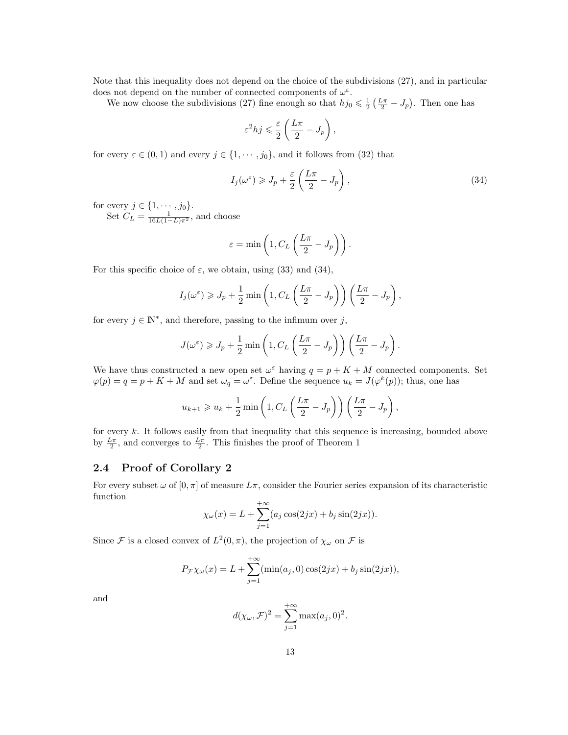Note that this inequality does not depend on the choice of the subdivisions (27), and in particular does not depend on the number of connected components of $\omega^\varepsilon$.

We now choose the subdivisions (27) fine enough so that $hj_0 \leqslant \frac{1}{2}\left(\frac{L\pi}{2} - J_p\right)$. Then one has

$$\varepsilon^2 hj \leqslant \frac{\varepsilon}{2}\left(\frac{L\pi}{2} - J_p\right),$$

for every $\varepsilon \in (0,1)$ and every $j \in \{1, \cdots, j_0\}$, and it follows from (32) that

$$I_j(\omega^\varepsilon) \geqslant J_p + \frac{\varepsilon}{2}\left(\frac{L\pi}{2} - J_p\right), \tag{34}$$

for every $j \in \{1, \cdots, j_0\}$.

Set $C_L = \frac{1}{16L(1-L)\pi^2}$, and choose

$$\varepsilon = \min\left(1, C_L\left(\frac{L\pi}{2} - J_p\right)\right).$$

For this specific choice of $\varepsilon$, we obtain, using (33) and (34),

$$I_j(\omega^\varepsilon) \geqslant J_p + \frac{1}{2}\min\left(1, C_L\left(\frac{L\pi}{2} - J_p\right)\right)\left(\frac{L\pi}{2} - J_p\right),$$

for every $j \in \mathbb{N}^*$, and therefore, passing to the infimum over $j$,

$$J(\omega^\varepsilon) \geqslant J_p + \frac{1}{2}\min\left(1, C_L\left(\frac{L\pi}{2} - J_p\right)\right)\left(\frac{L\pi}{2} - J_p\right).$$

We have thus constructed a new open set $\omega^\varepsilon$ having $q = p + K + M$ connected components. Set $\varphi(p) = q = p + K + M$ and set $\omega_q = \omega^\varepsilon$. Define the sequence $u_k = J(\varphi^k(p))$; thus, one has

$$u_{k+1} \geqslant u_k + \frac{1}{2}\min\left(1, C_L\left(\frac{L\pi}{2} - J_p\right)\right)\left(\frac{L\pi}{2} - J_p\right),$$

for every $k$. It follows easily from that inequality that this sequence is increasing, bounded above by $\frac{L\pi}{2}$, and converges to $\frac{L\pi}{2}$. This finishes the proof of Theorem 1

## 2.4 Proof of Corollary 2

For every subset $\omega$ of $[0,\pi]$ of measure $L\pi$, consider the Fourier series expansion of its characteristic function

$$\chi_\omega(x) = L + \sum_{j=1}^{+\infty}(a_j\cos(2jx) + b_j\sin(2jx)).$$

Since $\mathcal{F}$ is a closed convex of $L^2(0,\pi)$, the projection of $\chi_\omega$ on $\mathcal{F}$ is

$$P_{\mathcal{F}}\chi_\omega(x) = L + \sum_{j=1}^{+\infty}(\min(a_j,0)\cos(2jx) + b_j\sin(2jx)),$$

and

$$d(\chi_\omega, \mathcal{F})^2 = \sum_{j=1}^{+\infty}\max(a_j,0)^2.$$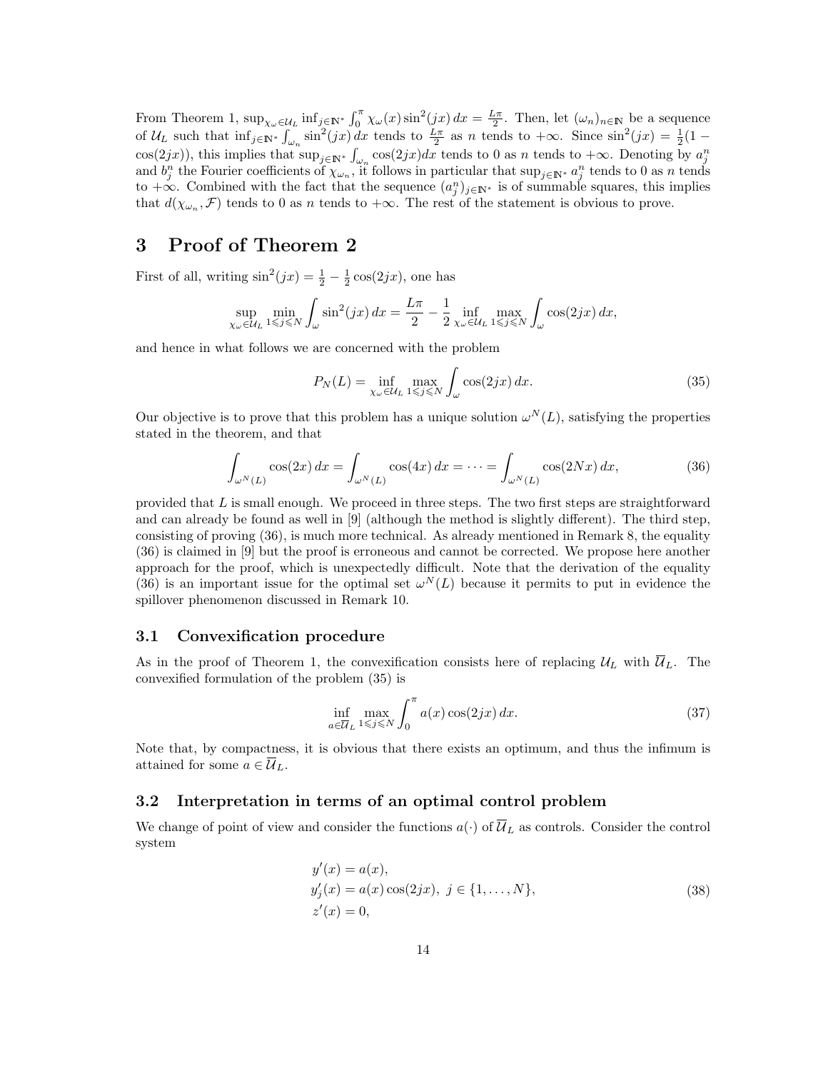From Theorem 1, $\sup_{\chi_\omega \in \mathcal{U}_L} \inf_{j\in\mathbb{N}^*} \int_0^\pi \chi_\omega(x)\sin^2(jx)\,dx = \frac{L\pi}{2}$. Then, let $(\omega_n)_{n\in\mathbb{N}}$ be a sequence of $\mathcal{U}_L$ such that $\inf_{j\in\mathbb{N}^*}\int_{\omega_n}\sin^2(jx)\,dx$ tends to $\frac{L\pi}{2}$ as $n$ tends to $+\infty$. Since $\sin^2(jx) = \frac{1}{2}(1-\cos(2jx))$, this implies that $\sup_{j\in\mathbb{N}^*}\int_{\omega_n}\cos(2jx)dx$ tends to 0 as $n$ tends to $+\infty$. Denoting by $a_j^n$ and $b_j^n$ the Fourier coefficients of $\chi_{\omega_n}$, it follows in particular that $\sup_{j\in\mathbb{N}^*} a_j^n$ tends to 0 as $n$ tends to $+\infty$. Combined with the fact that the sequence $(a_j^n)_{j\in\mathbb{N}^*}$ is of summable squares, this implies that $d(\chi_{\omega_n},\mathcal{F})$ tends to 0 as $n$ tends to $+\infty$. The rest of the statement is obvious to prove.

# 3 Proof of Theorem 2

First of all, writing $\sin^2(jx) = \frac{1}{2} - \frac{1}{2}\cos(2jx)$, one has

$$\sup_{\chi_\omega\in\mathcal{U}_L}\min_{1\leqslant j\leqslant N}\int_\omega \sin^2(jx)\,dx = \frac{L\pi}{2} - \frac{1}{2}\inf_{\chi_\omega\in\mathcal{U}_L}\max_{1\leqslant j\leqslant N}\int_\omega \cos(2jx)\,dx,$$

and hence in what follows we are concerned with the problem

$$P_N(L) = \inf_{\chi_\omega\in\mathcal{U}_L}\max_{1\leqslant j\leqslant N}\int_\omega \cos(2jx)\,dx. \tag{35}$$

Our objective is to prove that this problem has a unique solution $\omega^N(L)$, satisfying the properties stated in the theorem, and that

$$\int_{\omega^N(L)}\cos(2x)\,dx = \int_{\omega^N(L)}\cos(4x)\,dx = \cdots = \int_{\omega^N(L)}\cos(2Nx)\,dx, \tag{36}$$

provided that $L$ is small enough. We proceed in three steps. The two first steps are straightforward and can already be found as well in [9] (although the method is slightly different). The third step, consisting of proving (36), is much more technical. As already mentioned in Remark 8, the equality (36) is claimed in [9] but the proof is erroneous and cannot be corrected. We propose here another approach for the proof, which is unexpectedly difficult. Note that the derivation of the equality (36) is an important issue for the optimal set $\omega^N(L)$ because it permits to put in evidence the spillover phenomenon discussed in Remark 10.

## 3.1 Convexification procedure

As in the proof of Theorem 1, the convexification consists here of replacing $\mathcal{U}_L$ with $\overline{\mathcal{U}}_L$. The convexified formulation of the problem (35) is

$$\inf_{a\in\overline{\mathcal{U}}_L}\max_{1\leqslant j\leqslant N}\int_0^\pi a(x)\cos(2jx)\,dx. \tag{37}$$

Note that, by compactness, it is obvious that there exists an optimum, and thus the infimum is attained for some $a\in\overline{\mathcal{U}}_L$.

## 3.2 Interpretation in terms of an optimal control problem

We change of point of view and consider the functions $a(\cdot)$ of $\overline{\mathcal{U}}_L$ as controls. Consider the control system

$$\begin{aligned}
&y'(x) = a(x),\\
&y_j'(x) = a(x)\cos(2jx),\ j\in\{1,\dots,N\},\\
&z'(x) = 0,
\end{aligned} \tag{38}$$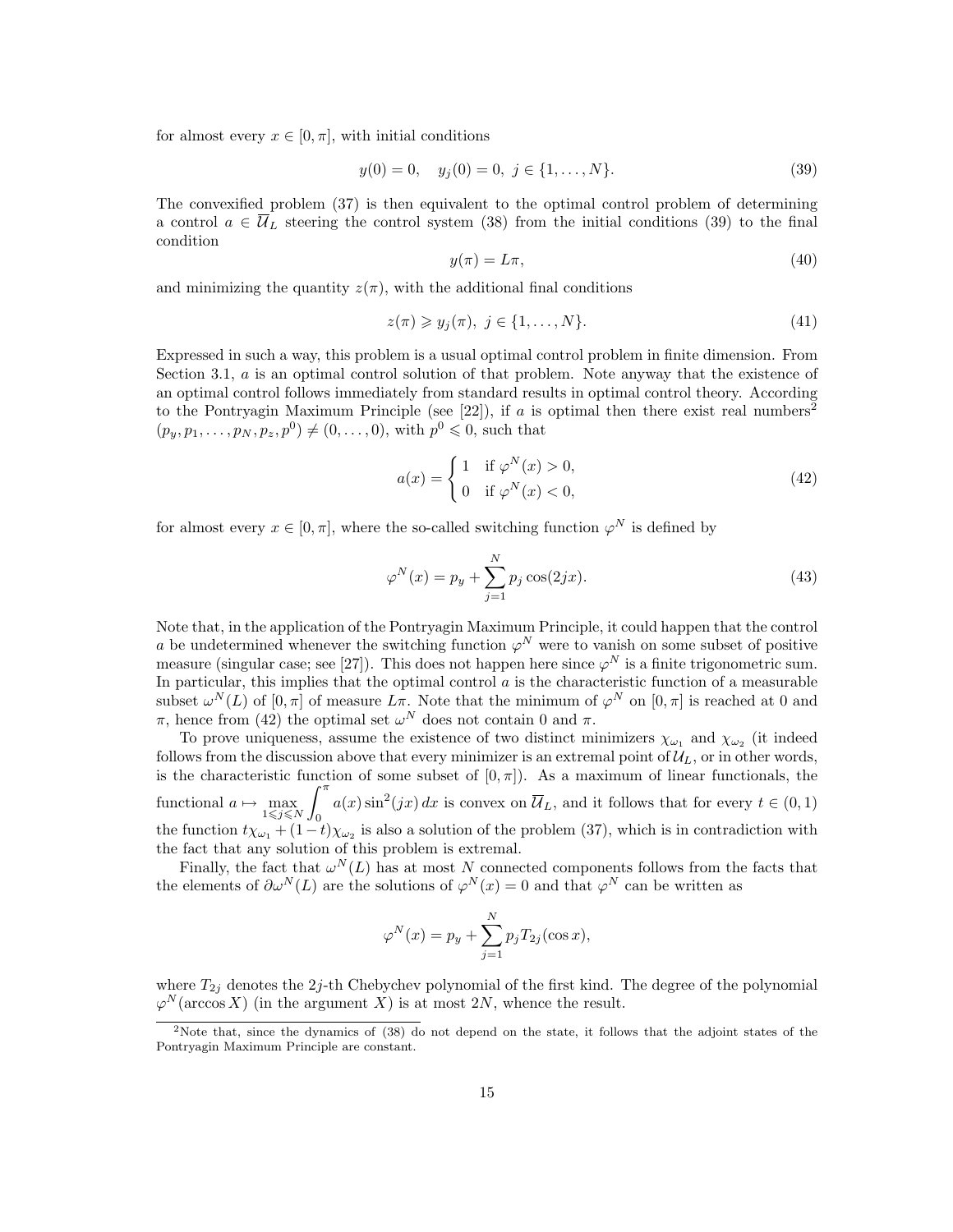for almost every $x \in [0, \pi]$, with initial conditions

$$y(0) = 0, \quad y_j(0) = 0, \; j \in \{1, \ldots, N\}. \tag{39}$$

The convexified problem (37) is then equivalent to the optimal control problem of determining a control $a \in \overline{\mathcal{U}}_L$ steering the control system (38) from the initial conditions (39) to the final condition

$$y(\pi) = L\pi, \tag{40}$$

and minimizing the quantity $z(\pi)$, with the additional final conditions

$$z(\pi) \geqslant y_j(\pi), \; j \in \{1, \ldots, N\}. \tag{41}$$

Expressed in such a way, this problem is a usual optimal control problem in finite dimension. From Section 3.1, $a$ is an optimal control solution of that problem. Note anyway that the existence of an optimal control follows immediately from standard results in optimal control theory. According to the Pontryagin Maximum Principle (see [22]), if $a$ is optimal then there exist real numbers[2] $(p_y, p_1, \ldots, p_N, p_z, p^0) \neq (0, \ldots, 0)$, with $p^0 \leqslant 0$, such that

$$a(x) = \begin{cases} 1 & \text{if } \varphi^N(x) > 0, \\ 0 & \text{if } \varphi^N(x) < 0, \end{cases} \tag{42}$$

for almost every $x \in [0, \pi]$, where the so-called switching function $\varphi^N$ is defined by

$$\varphi^N(x) = p_y + \sum_{j=1}^{N} p_j \cos(2jx). \tag{43}$$

Note that, in the application of the Pontryagin Maximum Principle, it could happen that the control $a$ be undetermined whenever the switching function $\varphi^N$ were to vanish on some subset of positive measure (singular case; see [27]). This does not happen here since $\varphi^N$ is a finite trigonometric sum. In particular, this implies that the optimal control $a$ is the characteristic function of a measurable subset $\omega^N(L)$ of $[0, \pi]$ of measure $L\pi$. Note that the minimum of $\varphi^N$ on $[0, \pi]$ is reached at 0 and $\pi$, hence from (42) the optimal set $\omega^N$ does not contain 0 and $\pi$.

To prove uniqueness, assume the existence of two distinct minimizers $\chi_{\omega_1}$ and $\chi_{\omega_2}$ (it indeed follows from the discussion above that every minimizer is an extremal point of $\mathcal{U}_L$, or in other words, is the characteristic function of some subset of $[0, \pi]$). As a maximum of linear functionals, the functional $a \mapsto \max\limits_{1 \leqslant j \leqslant N} \int_0^\pi a(x) \sin^2(jx)\, dx$ is convex on $\overline{\mathcal{U}}_L$, and it follows that for every $t \in (0, 1)$ the function $t\chi_{\omega_1} + (1-t)\chi_{\omega_2}$ is also a solution of the problem (37), which is in contradiction with the fact that any solution of this problem is extremal.

Finally, the fact that $\omega^N(L)$ has at most $N$ connected components follows from the facts that the elements of $\partial\omega^N(L)$ are the solutions of $\varphi^N(x) = 0$ and that $\varphi^N$ can be written as

$$\varphi^N(x) = p_y + \sum_{j=1}^{N} p_j T_{2j}(\cos x),$$

where $T_{2j}$ denotes the $2j$-th Chebychev polynomial of the first kind. The degree of the polynomial $\varphi^N(\arccos X)$ (in the argument $X$) is at most $2N$, whence the result.

[2] Note that, since the dynamics of (38) do not depend on the state, it follows that the adjoint states of the Pontryagin Maximum Principle are constant.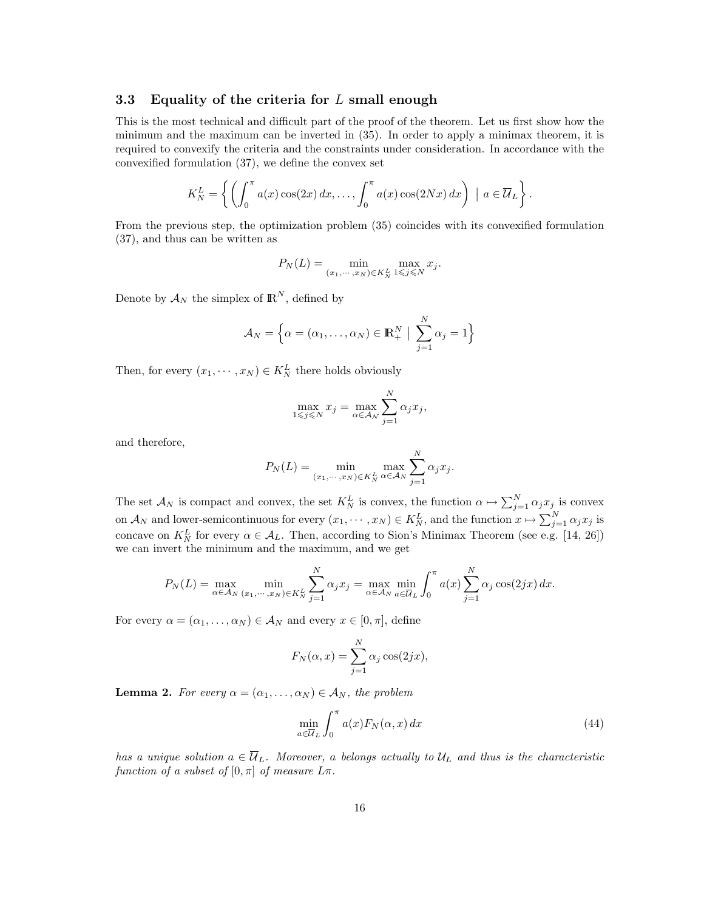### 3.3 Equality of the criteria for $L$ small enough

This is the most technical and difficult part of the proof of the theorem. Let us first show how the minimum and the maximum can be inverted in (35). In order to apply a minimax theorem, it is required to convexify the criteria and the constraints under consideration. In accordance with the convexified formulation (37), we define the convex set

$$K_N^L = \left\{ \left( \int_0^\pi a(x)\cos(2x)\,dx, \dots, \int_0^\pi a(x)\cos(2Nx)\,dx \right) \;\middle|\; a \in \overline{\mathcal{U}}_L \right\}.$$

From the previous step, the optimization problem (35) coincides with its convexified formulation (37), and thus can be written as

$$P_N(L) = \min_{(x_1,\cdots,x_N)\in K_N^L} \max_{1\leqslant j\leqslant N} x_j.$$

Denote by $\mathcal{A}_N$ the simplex of $\mathbb{R}^N$, defined by

$$\mathcal{A}_N = \Big\{ \alpha = (\alpha_1,\dots,\alpha_N) \in \mathbb{R}_+^N \;\Big|\; \sum_{j=1}^N \alpha_j = 1 \Big\}$$

Then, for every $(x_1,\cdots,x_N) \in K_N^L$ there holds obviously

$$\max_{1\leqslant j\leqslant N} x_j = \max_{\alpha\in\mathcal{A}_N} \sum_{j=1}^N \alpha_j x_j,$$

and therefore,

$$P_N(L) = \min_{(x_1,\cdots,x_N)\in K_N^L} \max_{\alpha\in\mathcal{A}_N} \sum_{j=1}^N \alpha_j x_j.$$

The set $\mathcal{A}_N$ is compact and convex, the set $K_N^L$ is convex, the function $\alpha \mapsto \sum_{j=1}^N \alpha_j x_j$ is convex on $\mathcal{A}_N$ and lower-semicontinuous for every $(x_1,\cdots,x_N) \in K_N^L$, and the function $x \mapsto \sum_{j=1}^N \alpha_j x_j$ is concave on $K_N^L$ for every $\alpha \in \mathcal{A}_L$. Then, according to Sion's Minimax Theorem (see e.g. [14, 26]) we can invert the minimum and the maximum, and we get

$$P_N(L) = \max_{\alpha\in\mathcal{A}_N} \min_{(x_1,\cdots,x_N)\in K_N^L} \sum_{j=1}^N \alpha_j x_j = \max_{\alpha\in\mathcal{A}_N} \min_{a\in\overline{\mathcal{U}}_L} \int_0^\pi a(x) \sum_{j=1}^N \alpha_j \cos(2jx)\,dx.$$

For every $\alpha = (\alpha_1,\dots,\alpha_N) \in \mathcal{A}_N$ and every $x \in [0,\pi]$, define

$$F_N(\alpha,x) = \sum_{j=1}^N \alpha_j \cos(2jx),$$

**Lemma 2.** *For every $\alpha = (\alpha_1,\dots,\alpha_N) \in \mathcal{A}_N$, the problem*

$$\min_{a\in\overline{\mathcal{U}}_L} \int_0^\pi a(x) F_N(\alpha,x)\,dx \tag{44}$$

*has a unique solution $a \in \overline{\mathcal{U}}_L$. Moreover, $a$ belongs actually to $\mathcal{U}_L$ and thus is the characteristic function of a subset of $[0,\pi]$ of measure $L\pi$.*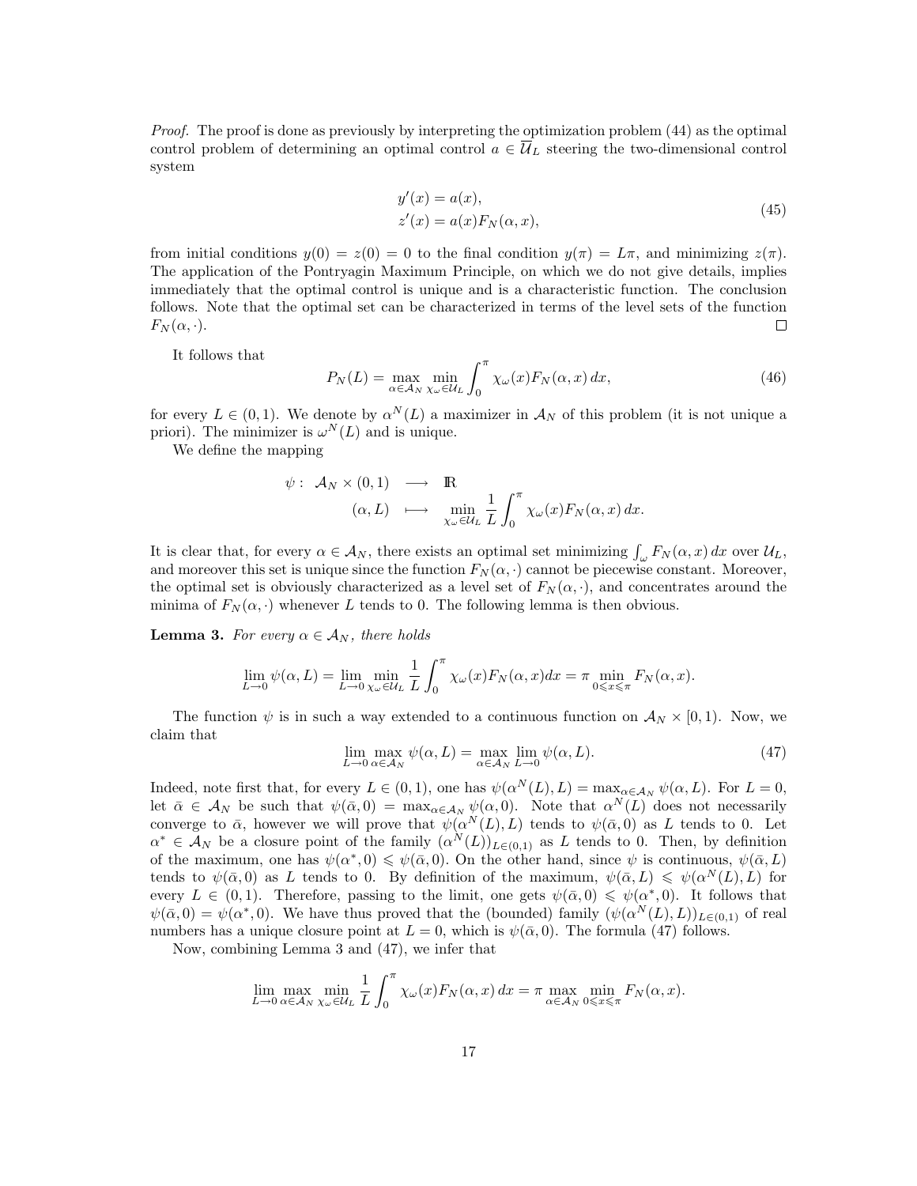*Proof.* The proof is done as previously by interpreting the optimization problem (44) as the optimal control problem of determining an optimal control $a \in \overline{\mathcal{U}}_L$ steering the two-dimensional control system

$$
\begin{aligned}
y'(x) &= a(x), \\
z'(x) &= a(x) F_N(\alpha, x),
\end{aligned}
\tag{45}
$$

from initial conditions $y(0) = z(0) = 0$ to the final condition $y(\pi) = L\pi$, and minimizing $z(\pi)$. The application of the Pontryagin Maximum Principle, on which we do not give details, implies immediately that the optimal control is unique and is a characteristic function. The conclusion follows. Note that the optimal set can be characterized in terms of the level sets of the function $F_N(\alpha, \cdot)$. $\square$

It follows that

$$
P_N(L) = \max_{\alpha \in \mathcal{A}_N} \min_{\chi_\omega \in \mathcal{U}_L} \int_0^\pi \chi_\omega(x) F_N(\alpha, x)\, dx,
\tag{46}
$$

for every $L \in (0,1)$. We denote by $\alpha^N(L)$ a maximizer in $\mathcal{A}_N$ of this problem (it is not unique a priori). The minimizer is $\omega^N(L)$ and is unique.

We define the mapping

$$
\begin{aligned}
\psi: \ \mathcal{A}_N \times (0,1) &\longrightarrow \mathbb{R} \\
(\alpha, L) &\longmapsto \min_{\chi_\omega \in \mathcal{U}_L} \frac{1}{L} \int_0^\pi \chi_\omega(x) F_N(\alpha, x)\, dx.
\end{aligned}
$$

It is clear that, for every $\alpha \in \mathcal{A}_N$, there exists an optimal set minimizing $\int_\omega F_N(\alpha, x)\, dx$ over $\mathcal{U}_L$, and moreover this set is unique since the function $F_N(\alpha, \cdot)$ cannot be piecewise constant. Moreover, the optimal set is obviously characterized as a level set of $F_N(\alpha, \cdot)$, and concentrates around the minima of $F_N(\alpha, \cdot)$ whenever $L$ tends to 0. The following lemma is then obvious.

**Lemma 3.** *For every $\alpha \in \mathcal{A}_N$, there holds*

$$
\lim_{L \to 0} \psi(\alpha, L) = \lim_{L \to 0} \min_{\chi_\omega \in \mathcal{U}_L} \frac{1}{L} \int_0^\pi \chi_\omega(x) F_N(\alpha, x) dx = \pi \min_{0 \leqslant x \leqslant \pi} F_N(\alpha, x).
$$

The function $\psi$ is in such a way extended to a continuous function on $\mathcal{A}_N \times [0,1)$. Now, we claim that

$$
\lim_{L \to 0} \max_{\alpha \in \mathcal{A}_N} \psi(\alpha, L) = \max_{\alpha \in \mathcal{A}_N} \lim_{L \to 0} \psi(\alpha, L).
\tag{47}
$$

Indeed, note first that, for every $L \in (0,1)$, one has $\psi(\alpha^N(L), L) = \max_{\alpha \in \mathcal{A}_N} \psi(\alpha, L)$. For $L = 0$, let $\bar{\alpha} \in \mathcal{A}_N$ be such that $\psi(\bar{\alpha}, 0) = \max_{\alpha \in \mathcal{A}_N} \psi(\alpha, 0)$. Note that $\alpha^N(L)$ does not necessarily converge to $\bar{\alpha}$, however we will prove that $\psi(\alpha^N(L), L)$ tends to $\psi(\bar{\alpha}, 0)$ as $L$ tends to 0. Let $\alpha^* \in \mathcal{A}_N$ be a closure point of the family $(\alpha^N(L))_{L \in (0,1)}$ as $L$ tends to 0. Then, by definition of the maximum, one has $\psi(\alpha^*, 0) \leqslant \psi(\bar{\alpha}, 0)$. On the other hand, since $\psi$ is continuous, $\psi(\bar{\alpha}, L)$ tends to $\psi(\bar{\alpha}, 0)$ as $L$ tends to 0. By definition of the maximum, $\psi(\bar{\alpha}, L) \leqslant \psi(\alpha^N(L), L)$ for every $L \in (0,1)$. Therefore, passing to the limit, one gets $\psi(\bar{\alpha}, 0) \leqslant \psi(\alpha^*, 0)$. It follows that $\psi(\bar{\alpha}, 0) = \psi(\alpha^*, 0)$. We have thus proved that the (bounded) family $(\psi(\alpha^N(L), L))_{L \in (0,1)}$ of real numbers has a unique closure point at $L = 0$, which is $\psi(\bar{\alpha}, 0)$. The formula (47) follows.

Now, combining Lemma 3 and (47), we infer that

$$
\lim_{L \to 0} \max_{\alpha \in \mathcal{A}_N} \min_{\chi_\omega \in \mathcal{U}_L} \frac{1}{L} \int_0^\pi \chi_\omega(x) F_N(\alpha, x)\, dx = \pi \max_{\alpha \in \mathcal{A}_N} \min_{0 \leqslant x \leqslant \pi} F_N(\alpha, x).
$$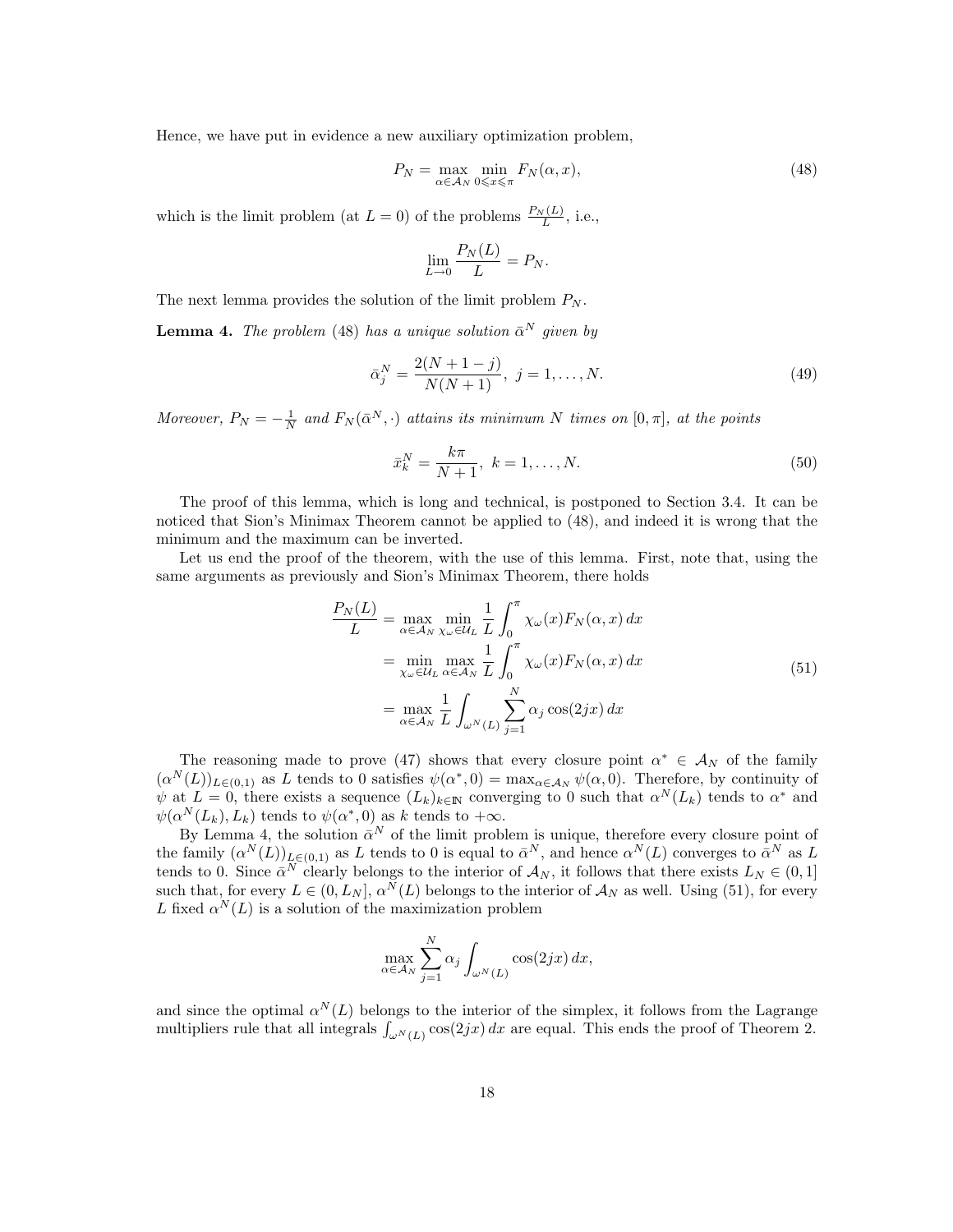Hence, we have put in evidence a new auxiliary optimization problem,

$$P_N = \max_{\alpha \in \mathcal{A}_N} \min_{0 \leqslant x \leqslant \pi} F_N(\alpha, x), \tag{48}$$

which is the limit problem (at $L = 0$) of the problems $\frac{P_N(L)}{L}$, i.e.,

$$\lim_{L \to 0} \frac{P_N(L)}{L} = P_N.$$

The next lemma provides the solution of the limit problem $P_N$.

**Lemma 4.** *The problem* (48) *has a unique solution* $\bar{\alpha}^N$ *given by*

$$\bar{\alpha}_j^N = \frac{2(N+1-j)}{N(N+1)}, \ j = 1, \dots, N. \tag{49}$$

*Moreover,* $P_N = -\frac{1}{N}$ *and* $F_N(\bar{\alpha}^N, \cdot)$ *attains its minimum* $N$ *times on* $[0, \pi]$*, at the points*

$$\bar{x}_k^N = \frac{k\pi}{N+1}, \ k = 1, \dots, N. \tag{50}$$

The proof of this lemma, which is long and technical, is postponed to Section 3.4. It can be noticed that Sion's Minimax Theorem cannot be applied to (48), and indeed it is wrong that the minimum and the maximum can be inverted.

Let us end the proof of the theorem, with the use of this lemma. First, note that, using the same arguments as previously and Sion's Minimax Theorem, there holds

$$\begin{aligned}
\frac{P_N(L)}{L} &= \max_{\alpha \in \mathcal{A}_N} \min_{\chi_\omega \in \mathcal{U}_L} \frac{1}{L} \int_0^\pi \chi_\omega(x) F_N(\alpha, x)\, dx \\
&= \min_{\chi_\omega \in \mathcal{U}_L} \max_{\alpha \in \mathcal{A}_N} \frac{1}{L} \int_0^\pi \chi_\omega(x) F_N(\alpha, x)\, dx \\
&= \max_{\alpha \in \mathcal{A}_N} \frac{1}{L} \int_{\omega^N(L)} \sum_{j=1}^N \alpha_j \cos(2jx)\, dx
\end{aligned} \tag{51}$$

The reasoning made to prove (47) shows that every closure point $\alpha^* \in \mathcal{A}_N$ of the family $(\alpha^N(L))_{L \in (0,1)}$ as $L$ tends to 0 satisfies $\psi(\alpha^*, 0) = \max_{\alpha \in \mathcal{A}_N} \psi(\alpha, 0)$. Therefore, by continuity of $\psi$ at $L = 0$, there exists a sequence $(L_k)_{k \in \mathbb{N}}$ converging to 0 such that $\alpha^N(L_k)$ tends to $\alpha^*$ and $\psi(\alpha^N(L_k), L_k)$ tends to $\psi(\alpha^*, 0)$ as $k$ tends to $+\infty$.

By Lemma 4, the solution $\bar{\alpha}^N$ of the limit problem is unique, therefore every closure point of the family $(\alpha^N(L))_{L \in (0,1)}$ as $L$ tends to 0 is equal to $\bar{\alpha}^N$, and hence $\alpha^N(L)$ converges to $\bar{\alpha}^N$ as $L$ tends to 0. Since $\bar{\alpha}^N$ clearly belongs to the interior of $\mathcal{A}_N$, it follows that there exists $L_N \in (0, 1]$ such that, for every $L \in (0, L_N]$, $\alpha^N(L)$ belongs to the interior of $\mathcal{A}_N$ as well. Using (51), for every $L$ fixed $\alpha^N(L)$ is a solution of the maximization problem

$$\max_{\alpha \in \mathcal{A}_N} \sum_{j=1}^N \alpha_j \int_{\omega^N(L)} \cos(2jx)\, dx,$$

and since the optimal $\alpha^N(L)$ belongs to the interior of the simplex, it follows from the Lagrange multipliers rule that all integrals $\int_{\omega^N(L)} \cos(2jx)\, dx$ are equal. This ends the proof of Theorem 2.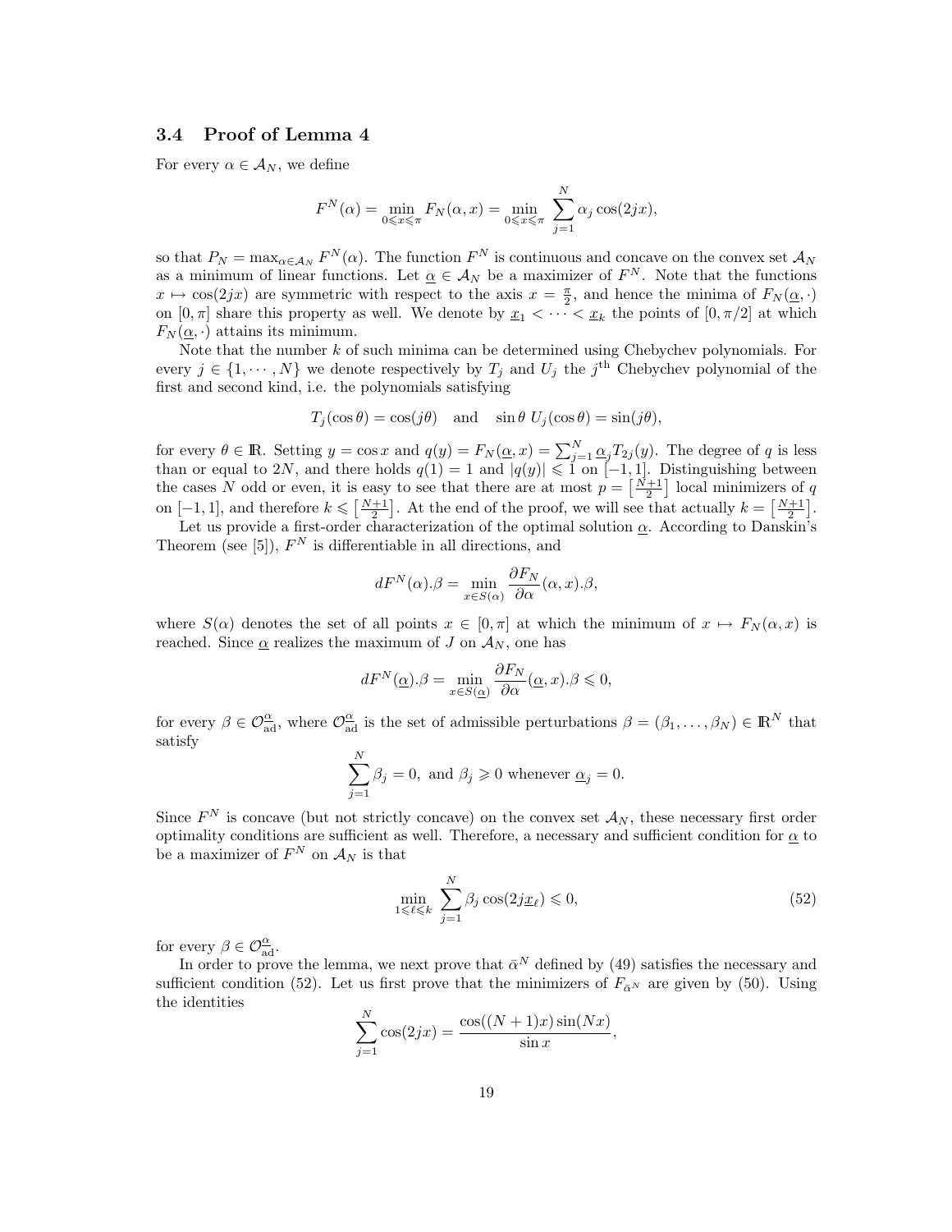### 3.4 Proof of Lemma 4

For every $\alpha \in \mathcal{A}_N$, we define

$$F^N(\alpha) = \min_{0 \leqslant x \leqslant \pi} F_N(\alpha, x) = \min_{0 \leqslant x \leqslant \pi} \sum_{j=1}^N \alpha_j \cos(2jx),$$

so that $P_N = \max_{\alpha \in \mathcal{A}_N} F^N(\alpha)$. The function $F^N$ is continuous and concave on the convex set $\mathcal{A}_N$ as a minimum of linear functions. Let $\underline{\alpha} \in \mathcal{A}_N$ be a maximizer of $F^N$. Note that the functions $x \mapsto \cos(2jx)$ are symmetric with respect to the axis $x = \frac{\pi}{2}$, and hence the minima of $F_N(\underline{\alpha}, \cdot)$ on $[0, \pi]$ share this property as well. We denote by $\underline{x}_1 < \cdots < \underline{x}_k$ the points of $[0, \pi/2]$ at which $F_N(\underline{\alpha}, \cdot)$ attains its minimum.

Note that the number $k$ of such minima can be determined using Chebychev polynomials. For every $j \in \{1, \cdots, N\}$ we denote respectively by $T_j$ and $U_j$ the $j^{\text{th}}$ Chebychev polynomial of the first and second kind, i.e. the polynomials satisfying

$$T_j(\cos\theta) = \cos(j\theta) \quad \text{and} \quad \sin\theta \; U_j(\cos\theta) = \sin(j\theta),$$

for every $\theta \in \mathrm{I\!R}$. Setting $y = \cos x$ and $q(y) = F_N(\underline{\alpha}, x) = \sum_{j=1}^N \underline{\alpha}_j T_{2j}(y)$. The degree of $q$ is less than or equal to $2N$, and there holds $q(1) = 1$ and $|q(y)| \leqslant 1$ on $[-1, 1]$. Distinguishing between the cases $N$ odd or even, it is easy to see that there are at most $p = \left[\frac{N+1}{2}\right]$ local minimizers of $q$ on $[-1, 1]$, and therefore $k \leqslant \left[\frac{N+1}{2}\right]$. At the end of the proof, we will see that actually $k = \left[\frac{N+1}{2}\right]$.

Let us provide a first-order characterization of the optimal solution $\underline{\alpha}$. According to Danskin's Theorem (see [5]), $F^N$ is differentiable in all directions, and

$$dF^N(\alpha).\beta = \min_{x \in S(\alpha)} \frac{\partial F_N}{\partial \alpha}(\alpha, x).\beta,$$

where $S(\alpha)$ denotes the set of all points $x \in [0, \pi]$ at which the minimum of $x \mapsto F_N(\alpha, x)$ is reached. Since $\underline{\alpha}$ realizes the maximum of $J$ on $\mathcal{A}_N$, one has

$$dF^N(\underline{\alpha}).\beta = \min_{x \in S(\underline{\alpha})} \frac{\partial F_N}{\partial \alpha}(\underline{\alpha}, x).\beta \leqslant 0,$$

for every $\beta \in \mathcal{O}_{\text{ad}}^{\underline{\alpha}}$, where $\mathcal{O}_{\text{ad}}^{\underline{\alpha}}$ is the set of admissible perturbations $\beta = (\beta_1, \ldots, \beta_N) \in \mathrm{I\!R}^N$ that satisfy

$$\sum_{j=1}^N \beta_j = 0, \text{ and } \beta_j \geqslant 0 \text{ whenever } \underline{\alpha}_j = 0.$$

Since $F^N$ is concave (but not strictly concave) on the convex set $\mathcal{A}_N$, these necessary first order optimality conditions are sufficient as well. Therefore, a necessary and sufficient condition for $\underline{\alpha}$ to be a maximizer of $F^N$ on $\mathcal{A}_N$ is that

$$\min_{1 \leqslant \ell \leqslant k} \sum_{j=1}^N \beta_j \cos(2j\underline{x}_\ell) \leqslant 0, \tag{52}$$

for every $\beta \in \mathcal{O}_{\text{ad}}^{\underline{\alpha}}$.

In order to prove the lemma, we next prove that $\bar{\alpha}^N$ defined by (49) satisfies the necessary and sufficient condition (52). Let us first prove that the minimizers of $F_{\bar{\alpha}^N}$ are given by (50). Using the identities

$$\sum_{j=1}^N \cos(2jx) = \frac{\cos((N+1)x)\sin(Nx)}{\sin x},$$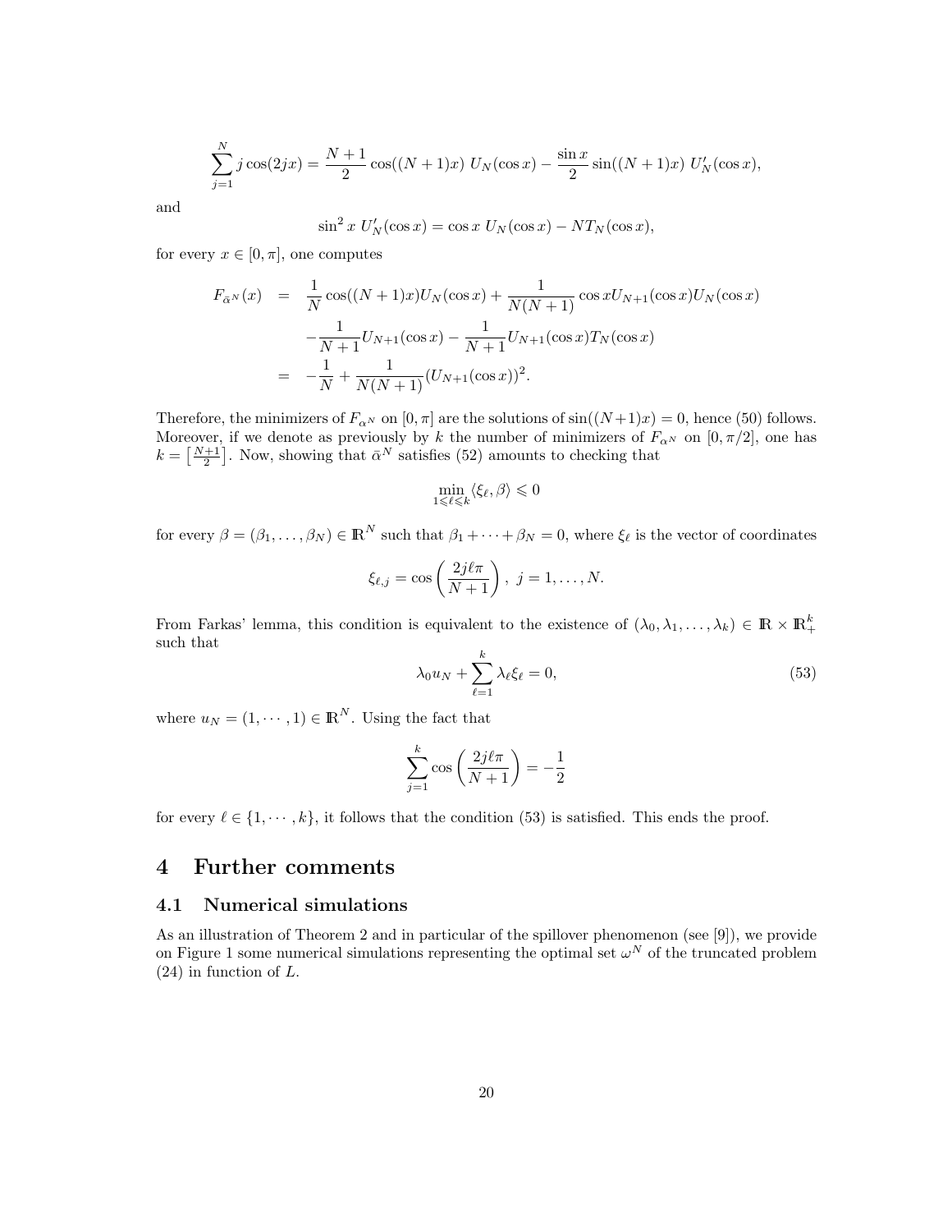$$\sum_{j=1}^{N} j\cos(2jx) = \frac{N+1}{2}\cos((N+1)x)\; U_N(\cos x) - \frac{\sin x}{2}\sin((N+1)x)\; U_N'(\cos x),$$

and

$$\sin^2 x\; U_N'(\cos x) = \cos x\; U_N(\cos x) - NT_N(\cos x),$$

for every $x \in [0,\pi]$, one computes

$$\begin{aligned} F_{\bar\alpha^N}(x) &= \frac{1}{N}\cos((N+1)x)U_N(\cos x) + \frac{1}{N(N+1)}\cos x U_{N+1}(\cos x)U_N(\cos x) \\ &\quad -\frac{1}{N+1}U_{N+1}(\cos x) - \frac{1}{N+1}U_{N+1}(\cos x)T_N(\cos x) \\ &= -\frac{1}{N} + \frac{1}{N(N+1)}(U_{N+1}(\cos x))^2. \end{aligned}$$

Therefore, the minimizers of $F_{\alpha^N}$ on $[0,\pi]$ are the solutions of $\sin((N+1)x) = 0$, hence (50) follows. Moreover, if we denote as previously by $k$ the number of minimizers of $F_{\alpha^N}$ on $[0,\pi/2]$, one has $k = \left[\frac{N+1}{2}\right]$. Now, showing that $\bar\alpha^N$ satisfies (52) amounts to checking that

$$\min_{1\leqslant \ell\leqslant k}\langle \xi_\ell, \beta\rangle \leqslant 0$$

for every $\beta = (\beta_1,\dots,\beta_N) \in \mathbb{R}^N$ such that $\beta_1 + \cdots + \beta_N = 0$, where $\xi_\ell$ is the vector of coordinates

$$\xi_{\ell,j} = \cos\left(\frac{2j\ell\pi}{N+1}\right),\; j = 1,\dots,N.$$

From Farkas' lemma, this condition is equivalent to the existence of $(\lambda_0,\lambda_1,\dots,\lambda_k) \in \mathbb{R}\times\mathbb{R}_+^k$ such that

$$\lambda_0 u_N + \sum_{\ell=1}^{k}\lambda_\ell \xi_\ell = 0, \tag{53}$$

where $u_N = (1,\cdots,1) \in \mathbb{R}^N$. Using the fact that

$$\sum_{j=1}^{k}\cos\left(\frac{2j\ell\pi}{N+1}\right) = -\frac{1}{2}$$

for every $\ell \in \{1,\cdots,k\}$, it follows that the condition (53) is satisfied. This ends the proof.

# 4 Further comments

## 4.1 Numerical simulations

As an illustration of Theorem 2 and in particular of the spillover phenomenon (see [9]), we provide on Figure 1 some numerical simulations representing the optimal set $\omega^N$ of the truncated problem (24) in function of $L$.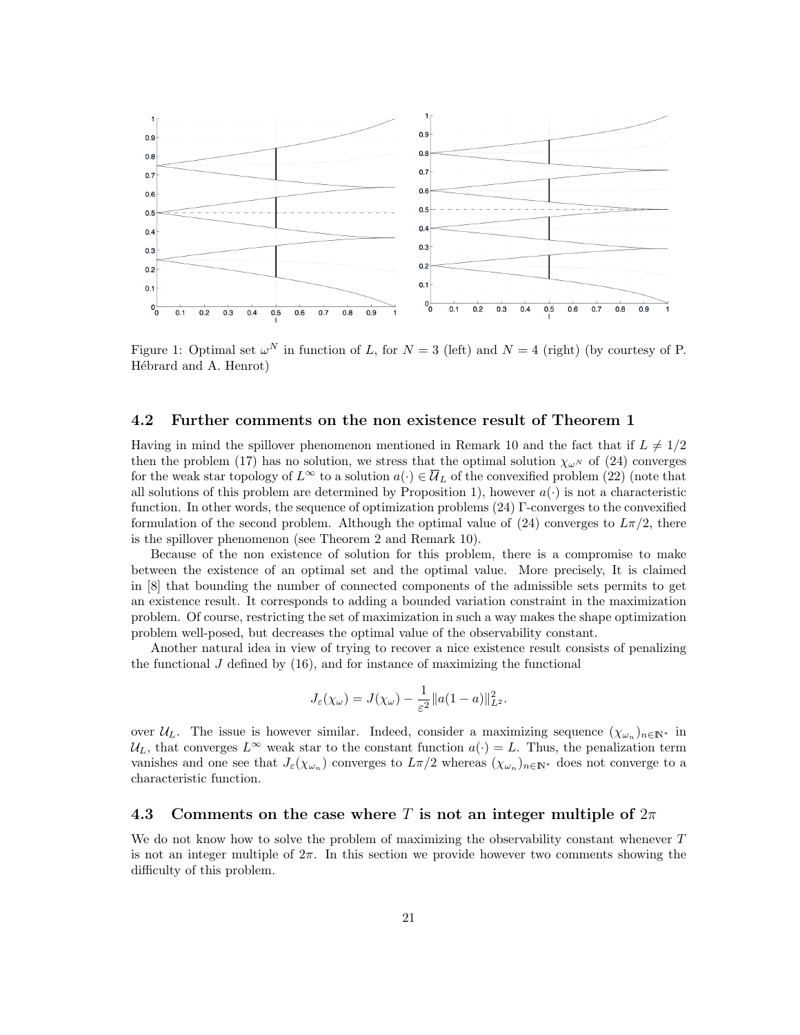Figure 1: Optimal set $\omega^N$ in function of $L$, for $N = 3$ (left) and $N = 4$ (right) (by courtesy of P. Hébrard and A. Henrot)

### 4.2 Further comments on the non existence result of Theorem 1

Having in mind the spillover phenomenon mentioned in Remark 10 and the fact that if $L \neq 1/2$ then the problem (17) has no solution, we stress that the optimal solution $\chi_{\omega^N}$ of (24) converges for the weak star topology of $L^\infty$ to a solution $a(\cdot) \in \overline{\mathcal{U}}_L$ of the convexified problem (22) (note that all solutions of this problem are determined by Proposition 1), however $a(\cdot)$ is not a characteristic function. In other words, the sequence of optimization problems (24) $\Gamma$-converges to the convexified formulation of the second problem. Although the optimal value of (24) converges to $L\pi/2$, there is the spillover phenomenon (see Theorem 2 and Remark 10).

Because of the non existence of solution for this problem, there is a compromise to make between the existence of an optimal set and the optimal value. More precisely, It is claimed in [8] that bounding the number of connected components of the admissible sets permits to get an existence result. It corresponds to adding a bounded variation constraint in the maximization problem. Of course, restricting the set of maximization in such a way makes the shape optimization problem well-posed, but decreases the optimal value of the observability constant.

Another natural idea in view of trying to recover a nice existence result consists of penalizing the functional $J$ defined by (16), and for instance of maximizing the functional

$$J_\varepsilon(\chi_\omega) = J(\chi_\omega) - \frac{1}{\varepsilon^2} \|a(1-a)\|_{L^2}^2.$$

over $\mathcal{U}_L$. The issue is however similar. Indeed, consider a maximizing sequence $(\chi_{\omega_n})_{n \in \mathbb{N}^*}$ in $\mathcal{U}_L$, that converges $L^\infty$ weak star to the constant function $a(\cdot) = L$. Thus, the penalization term vanishes and one see that $J_\varepsilon(\chi_{\omega_n})$ converges to $L\pi/2$ whereas $(\chi_{\omega_n})_{n \in \mathbb{N}^*}$ does not converge to a characteristic function.

### 4.3 Comments on the case where $T$ is not an integer multiple of $2\pi$

We do not know how to solve the problem of maximizing the observability constant whenever $T$ is not an integer multiple of $2\pi$. In this section we provide however two comments showing the difficulty of this problem.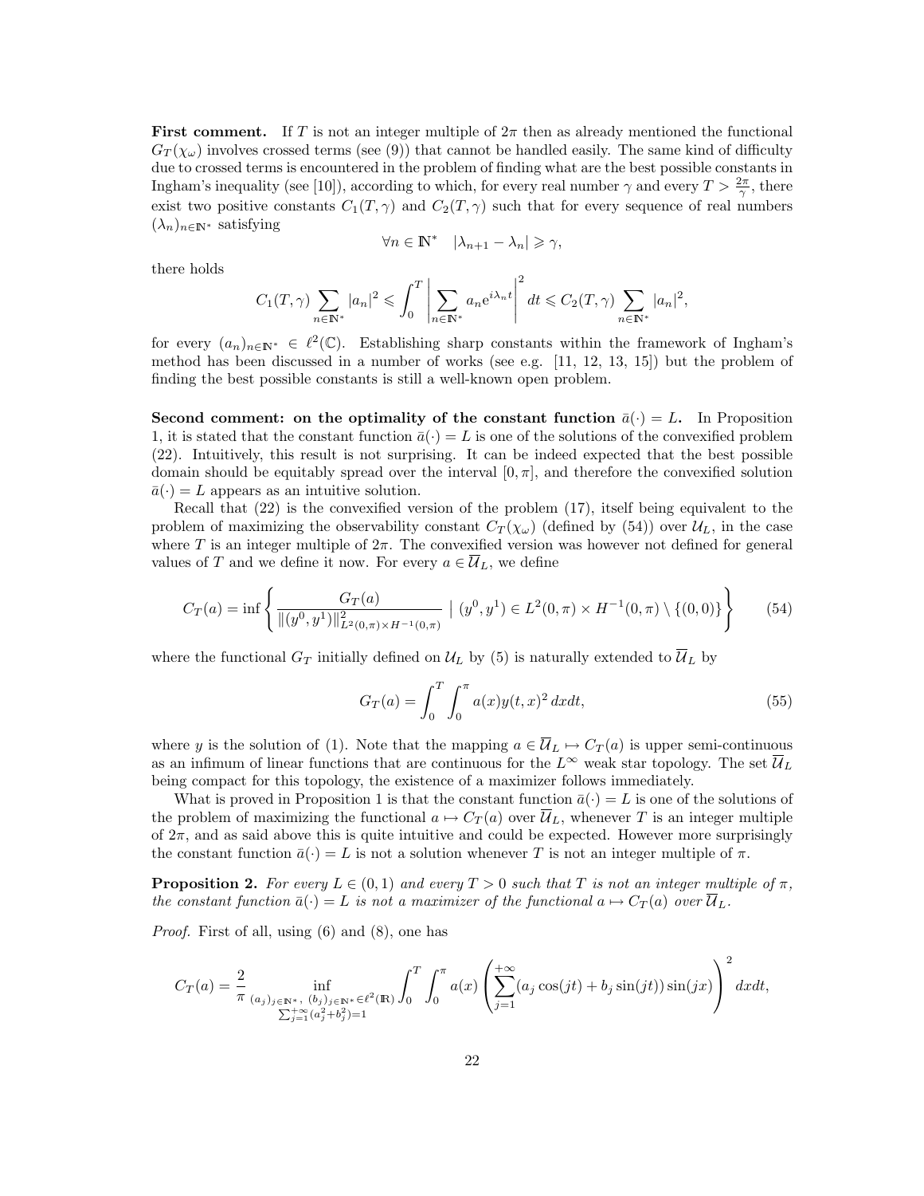**First comment.** If $T$ is not an integer multiple of $2\pi$ then as already mentioned the functional $G_T(\chi_\omega)$ involves crossed terms (see (9)) that cannot be handled easily. The same kind of difficulty due to crossed terms is encountered in the problem of finding what are the best possible constants in Ingham's inequality (see [10]), according to which, for every real number $\gamma$ and every $T > \frac{2\pi}{\gamma}$, there exist two positive constants $C_1(T,\gamma)$ and $C_2(T,\gamma)$ such that for every sequence of real numbers $(\lambda_n)_{n\in\mathbb{N}^*}$ satisfying

$$\forall n \in \mathbb{N}^* \quad |\lambda_{n+1} - \lambda_n| \geqslant \gamma,$$

there holds

$$C_1(T,\gamma) \sum_{n\in\mathbb{N}^*} |a_n|^2 \leqslant \int_0^T \left| \sum_{n\in\mathbb{N}^*} a_n e^{i\lambda_n t} \right|^2 dt \leqslant C_2(T,\gamma) \sum_{n\in\mathbb{N}^*} |a_n|^2,$$

for every $(a_n)_{n\in\mathbb{N}^*} \in \ell^2(\mathbb{C})$. Establishing sharp constants within the framework of Ingham's method has been discussed in a number of works (see e.g. [11, 12, 13, 15]) but the problem of finding the best possible constants is still a well-known open problem.

**Second comment: on the optimality of the constant function $\bar{a}(\cdot) = L$.** In Proposition 1, it is stated that the constant function $\bar{a}(\cdot) = L$ is one of the solutions of the convexified problem (22). Intuitively, this result is not surprising. It can be indeed expected that the best possible domain should be equitably spread over the interval $[0,\pi]$, and therefore the convexified solution $\bar{a}(\cdot) = L$ appears as an intuitive solution.

Recall that (22) is the convexified version of the problem (17), itself being equivalent to the problem of maximizing the observability constant $C_T(\chi_\omega)$ (defined by (54)) over $\mathcal{U}_L$, in the case where $T$ is an integer multiple of $2\pi$. The convexified version was however not defined for general values of $T$ and we define it now. For every $a \in \overline{\mathcal{U}}_L$, we define

$$C_T(a) = \inf \left\{ \frac{G_T(a)}{\|(y^0,y^1)\|^2_{L^2(0,\pi)\times H^{-1}(0,\pi)}} \mid (y^0,y^1) \in L^2(0,\pi)\times H^{-1}(0,\pi) \setminus \{(0,0)\} \right\} \tag{54}$$

where the functional $G_T$ initially defined on $\mathcal{U}_L$ by (5) is naturally extended to $\overline{\mathcal{U}}_L$ by

$$G_T(a) = \int_0^T \int_0^\pi a(x) y(t,x)^2 \, dx dt, \tag{55}$$

where $y$ is the solution of (1). Note that the mapping $a \in \overline{\mathcal{U}}_L \mapsto C_T(a)$ is upper semi-continuous as an infimum of linear functions that are continuous for the $L^\infty$ weak star topology. The set $\overline{\mathcal{U}}_L$ being compact for this topology, the existence of a maximizer follows immediately.

What is proved in Proposition 1 is that the constant function $\bar{a}(\cdot) = L$ is one of the solutions of the problem of maximizing the functional $a \mapsto C_T(a)$ over $\overline{\mathcal{U}}_L$, whenever $T$ is an integer multiple of $2\pi$, and as said above this is quite intuitive and could be expected. However more surprisingly the constant function $\bar{a}(\cdot) = L$ is not a solution whenever $T$ is not an integer multiple of $\pi$.

**Proposition 2.** *For every $L \in (0,1)$ and every $T > 0$ such that $T$ is not an integer multiple of $\pi$, the constant function $\bar{a}(\cdot) = L$ is not a maximizer of the functional $a \mapsto C_T(a)$ over $\overline{\mathcal{U}}_L$.*

*Proof.* First of all, using (6) and (8), one has

$$C_T(a) = \frac{2}{\pi} \inf_{\substack{(a_j)_{j\in\mathbb{N}^*},\, (b_j)_{j\in\mathbb{N}^*} \in \ell^2(\mathbb{R}) \\ \sum_{j=1}^{+\infty}(a_j^2+b_j^2)=1}} \int_0^T \int_0^\pi a(x) \left( \sum_{j=1}^{+\infty} (a_j \cos(jt) + b_j \sin(jt)) \sin(jx) \right)^2 dx dt,$$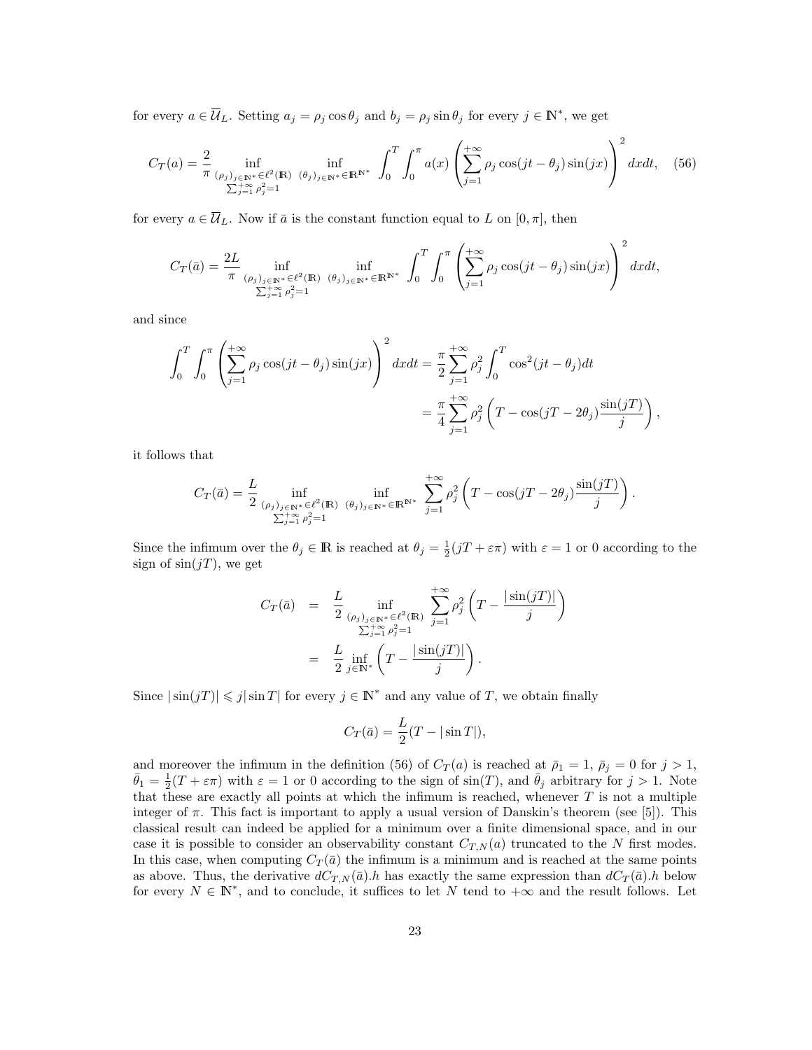for every $a \in \overline{\mathcal{U}}_L$. Setting $a_j = \rho_j \cos\theta_j$ and $b_j = \rho_j \sin\theta_j$ for every $j \in \mathbb{N}^*$, we get

$$C_T(a) = \frac{2}{\pi} \inf_{\substack{(\rho_j)_{j\in\mathbb{N}^*}\in\ell^2(\mathbb{R}) \\ \sum_{j=1}^{+\infty}\rho_j^2=1}} \inf_{(\theta_j)_{j\in\mathbb{N}^*}\in\mathbb{R}^{\mathbb{N}^*}} \int_0^T \int_0^\pi a(x) \left( \sum_{j=1}^{+\infty} \rho_j \cos(jt-\theta_j)\sin(jx) \right)^2 dxdt, \tag{56}$$

for every $a \in \overline{\mathcal{U}}_L$. Now if $\bar{a}$ is the constant function equal to $L$ on $[0,\pi]$, then

$$C_T(\bar{a}) = \frac{2L}{\pi} \inf_{\substack{(\rho_j)_{j\in\mathbb{N}^*}\in\ell^2(\mathbb{R}) \\ \sum_{j=1}^{+\infty}\rho_j^2=1}} \inf_{(\theta_j)_{j\in\mathbb{N}^*}\in\mathbb{R}^{\mathbb{N}^*}} \int_0^T \int_0^\pi \left( \sum_{j=1}^{+\infty} \rho_j \cos(jt-\theta_j)\sin(jx) \right)^2 dxdt,$$

and since

$$\begin{aligned}
\int_0^T \int_0^\pi \left( \sum_{j=1}^{+\infty} \rho_j \cos(jt-\theta_j)\sin(jx) \right)^2 dxdt &= \frac{\pi}{2} \sum_{j=1}^{+\infty} \rho_j^2 \int_0^T \cos^2(jt-\theta_j)dt \\
&= \frac{\pi}{4} \sum_{j=1}^{+\infty} \rho_j^2 \left( T - \cos(jT-2\theta_j)\frac{\sin(jT)}{j} \right),
\end{aligned}$$

it follows that

$$C_T(\bar{a}) = \frac{L}{2} \inf_{\substack{(\rho_j)_{j\in\mathbb{N}^*}\in\ell^2(\mathbb{R}) \\ \sum_{j=1}^{+\infty}\rho_j^2=1}} \inf_{(\theta_j)_{j\in\mathbb{N}^*}\in\mathbb{R}^{\mathbb{N}^*}} \sum_{j=1}^{+\infty} \rho_j^2 \left( T - \cos(jT-2\theta_j)\frac{\sin(jT)}{j} \right).$$

Since the infimum over the $\theta_j \in \mathbb{R}$ is reached at $\theta_j = \frac{1}{2}(jT + \varepsilon\pi)$ with $\varepsilon = 1$ or $0$ according to the sign of $\sin(jT)$, we get

$$\begin{aligned}
C_T(\bar{a}) &= \frac{L}{2} \inf_{\substack{(\rho_j)_{j\in\mathbb{N}^*}\in\ell^2(\mathbb{R}) \\ \sum_{j=1}^{+\infty}\rho_j^2=1}} \sum_{j=1}^{+\infty} \rho_j^2 \left( T - \frac{|\sin(jT)|}{j} \right) \\
&= \frac{L}{2} \inf_{j\in\mathbb{N}^*} \left( T - \frac{|\sin(jT)|}{j} \right).
\end{aligned}$$

Since $|\sin(jT)| \leqslant j|\sin T|$ for every $j \in \mathbb{N}^*$ and any value of $T$, we obtain finally

$$C_T(\bar{a}) = \frac{L}{2}(T - |\sin T|),$$

and moreover the infimum in the definition (56) of $C_T(a)$ is reached at $\bar{\rho}_1 = 1$, $\bar{\rho}_j = 0$ for $j > 1$, $\bar{\theta}_1 = \frac{1}{2}(T + \varepsilon\pi)$ with $\varepsilon = 1$ or $0$ according to the sign of $\sin(T)$, and $\bar{\theta}_j$ arbitrary for $j > 1$. Note that these are exactly all points at which the infimum is reached, whenever $T$ is not a multiple integer of $\pi$. This fact is important to apply a usual version of Danskin's theorem (see [5]). This classical result can indeed be applied for a minimum over a finite dimensional space, and in our case it is possible to consider an observability constant $C_{T,N}(a)$ truncated to the $N$ first modes. In this case, when computing $C_T(\bar{a})$ the infimum is a minimum and is reached at the same points as above. Thus, the derivative $dC_{T,N}(\bar{a}).h$ has exactly the same expression than $dC_T(\bar{a}).h$ below for every $N \in \mathbb{N}^*$, and to conclude, it suffices to let $N$ tend to $+\infty$ and the result follows. Let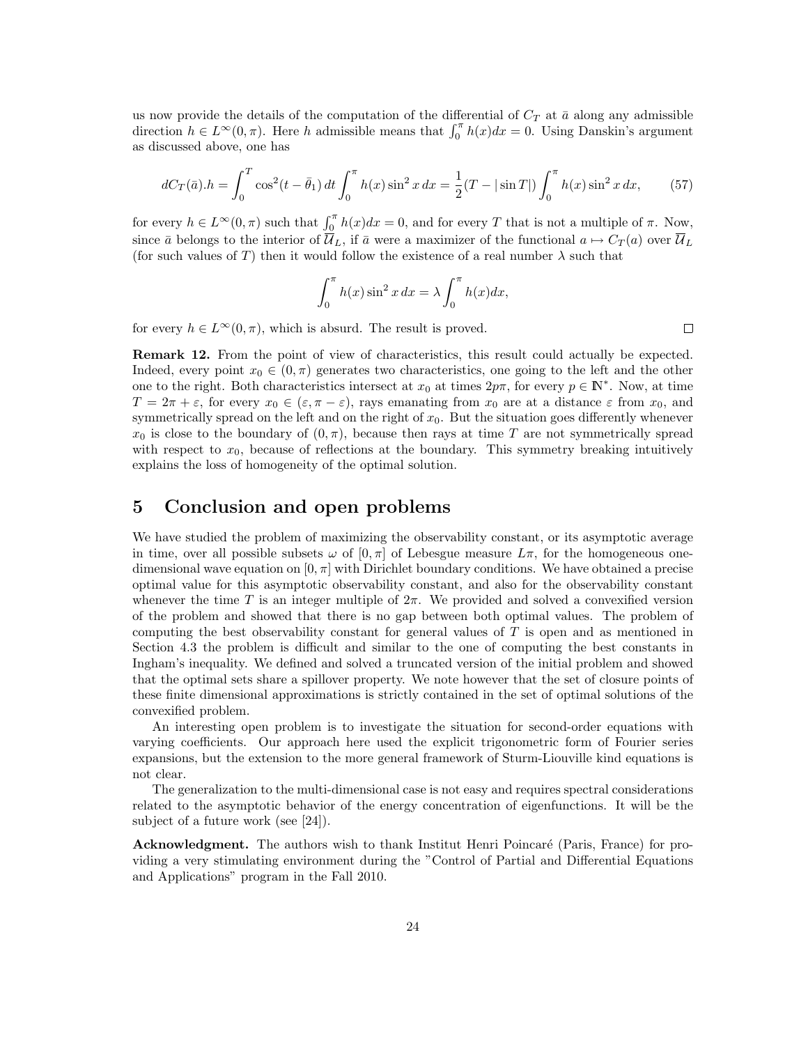us now provide the details of the computation of the differential of $C_T$ at $\bar{a}$ along any admissible direction $h \in L^\infty(0,\pi)$. Here $h$ admissible means that $\int_0^\pi h(x)dx = 0$. Using Danskin's argument as discussed above, one has

$$dC_T(\bar{a}).h = \int_0^T \cos^2(t-\bar{\theta}_1)\,dt \int_0^\pi h(x)\sin^2 x\,dx = \frac{1}{2}(T - |\sin T|)\int_0^\pi h(x)\sin^2 x\,dx, \tag{57}$$

for every $h \in L^\infty(0,\pi)$ such that $\int_0^\pi h(x)dx = 0$, and for every $T$ that is not a multiple of $\pi$. Now, since $\bar{a}$ belongs to the interior of $\overline{\mathcal{U}}_L$, if $\bar{a}$ were a maximizer of the functional $a \mapsto C_T(a)$ over $\overline{\mathcal{U}}_L$ (for such values of $T$) then it would follow the existence of a real number $\lambda$ such that

$$\int_0^\pi h(x)\sin^2 x\,dx = \lambda \int_0^\pi h(x)dx,$$

for every $h \in L^\infty(0,\pi)$, which is absurd. The result is proved. □

**Remark 12.** From the point of view of characteristics, this result could actually be expected. Indeed, every point $x_0 \in (0,\pi)$ generates two characteristics, one going to the left and the other one to the right. Both characteristics intersect at $x_0$ at times $2p\pi$, for every $p \in \mathbb{N}^*$. Now, at time $T = 2\pi + \varepsilon$, for every $x_0 \in (\varepsilon, \pi - \varepsilon)$, rays emanating from $x_0$ are at a distance $\varepsilon$ from $x_0$, and symmetrically spread on the left and on the right of $x_0$. But the situation goes differently whenever $x_0$ is close to the boundary of $(0,\pi)$, because then rays at time $T$ are not symmetrically spread with respect to $x_0$, because of reflections at the boundary. This symmetry breaking intuitively explains the loss of homogeneity of the optimal solution.

# 5 Conclusion and open problems

We have studied the problem of maximizing the observability constant, or its asymptotic average in time, over all possible subsets $\omega$ of $[0,\pi]$ of Lebesgue measure $L\pi$, for the homogeneous one-dimensional wave equation on $[0,\pi]$ with Dirichlet boundary conditions. We have obtained a precise optimal value for this asymptotic observability constant, and also for the observability constant whenever the time $T$ is an integer multiple of $2\pi$. We provided and solved a convexified version of the problem and showed that there is no gap between both optimal values. The problem of computing the best observability constant for general values of $T$ is open and as mentioned in Section 4.3 the problem is difficult and similar to the one of computing the best constants in Ingham's inequality. We defined and solved a truncated version of the initial problem and showed that the optimal sets share a spillover property. We note however that the set of closure points of these finite dimensional approximations is strictly contained in the set of optimal solutions of the convexified problem.

An interesting open problem is to investigate the situation for second-order equations with varying coefficients. Our approach here used the explicit trigonometric form of Fourier series expansions, but the extension to the more general framework of Sturm-Liouville kind equations is not clear.

The generalization to the multi-dimensional case is not easy and requires spectral considerations related to the asymptotic behavior of the energy concentration of eigenfunctions. It will be the subject of a future work (see [24]).

**Acknowledgment.** The authors wish to thank Institut Henri Poincaré (Paris, France) for providing a very stimulating environment during the "Control of Partial and Differential Equations and Applications" program in the Fall 2010.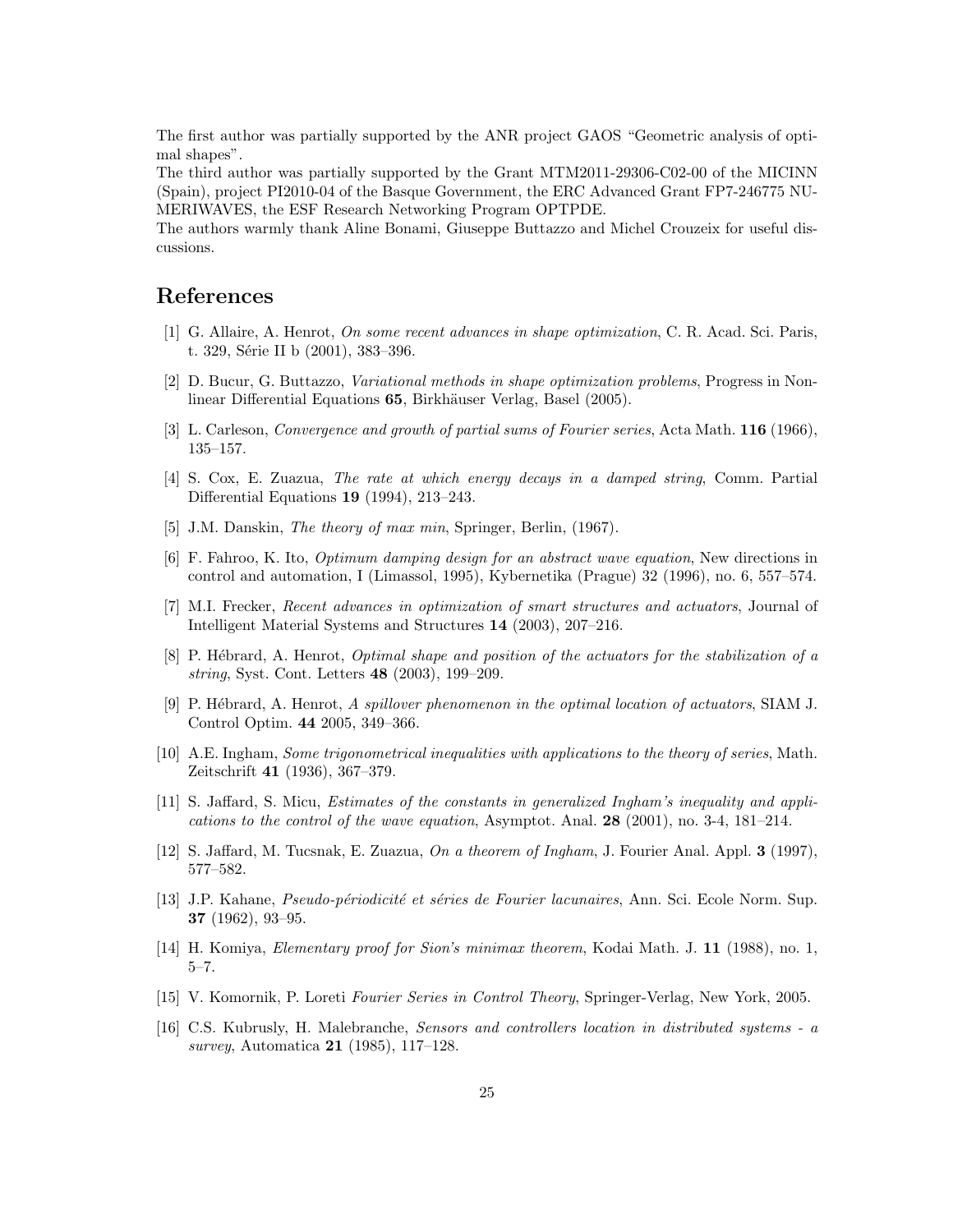The first author was partially supported by the ANR project GAOS "Geometric analysis of optimal shapes".
The third author was partially supported by the Grant MTM2011-29306-C02-00 of the MICINN (Spain), project PI2010-04 of the Basque Government, the ERC Advanced Grant FP7-246775 NUMERIWAVES, the ESF Research Networking Program OPTPDE.
The authors warmly thank Aline Bonami, Giuseppe Buttazzo and Michel Crouzeix for useful discussions.

# References

[1] G. Allaire, A. Henrot, *On some recent advances in shape optimization*, C. R. Acad. Sci. Paris, t. 329, Série II b (2001), 383–396.

[2] D. Bucur, G. Buttazzo, *Variational methods in shape optimization problems*, Progress in Nonlinear Differential Equations **65**, Birkhäuser Verlag, Basel (2005).

[3] L. Carleson, *Convergence and growth of partial sums of Fourier series*, Acta Math. **116** (1966), 135–157.

[4] S. Cox, E. Zuazua, *The rate at which energy decays in a damped string*, Comm. Partial Differential Equations **19** (1994), 213–243.

[5] J.M. Danskin, *The theory of max min*, Springer, Berlin, (1967).

[6] F. Fahroo, K. Ito, *Optimum damping design for an abstract wave equation*, New directions in control and automation, I (Limassol, 1995), Kybernetika (Prague) 32 (1996), no. 6, 557–574.

[7] M.I. Frecker, *Recent advances in optimization of smart structures and actuators*, Journal of Intelligent Material Systems and Structures **14** (2003), 207–216.

[8] P. Hébrard, A. Henrot, *Optimal shape and position of the actuators for the stabilization of a string*, Syst. Cont. Letters **48** (2003), 199–209.

[9] P. Hébrard, A. Henrot, *A spillover phenomenon in the optimal location of actuators*, SIAM J. Control Optim. **44** 2005, 349–366.

[10] A.E. Ingham, *Some trigonometrical inequalities with applications to the theory of series*, Math. Zeitschrift **41** (1936), 367–379.

[11] S. Jaffard, S. Micu, *Estimates of the constants in generalized Ingham's inequality and applications to the control of the wave equation*, Asymptot. Anal. **28** (2001), no. 3-4, 181–214.

[12] S. Jaffard, M. Tucsnak, E. Zuazua, *On a theorem of Ingham*, J. Fourier Anal. Appl. **3** (1997), 577–582.

[13] J.P. Kahane, *Pseudo-périodicité et séries de Fourier lacunaires*, Ann. Sci. Ecole Norm. Sup. **37** (1962), 93–95.

[14] H. Komiya, *Elementary proof for Sion's minimax theorem*, Kodai Math. J. **11** (1988), no. 1, 5–7.

[15] V. Komornik, P. Loreti *Fourier Series in Control Theory*, Springer-Verlag, New York, 2005.

[16] C.S. Kubrusly, H. Malebranche, *Sensors and controllers location in distributed systems - a survey*, Automatica **21** (1985), 117–128.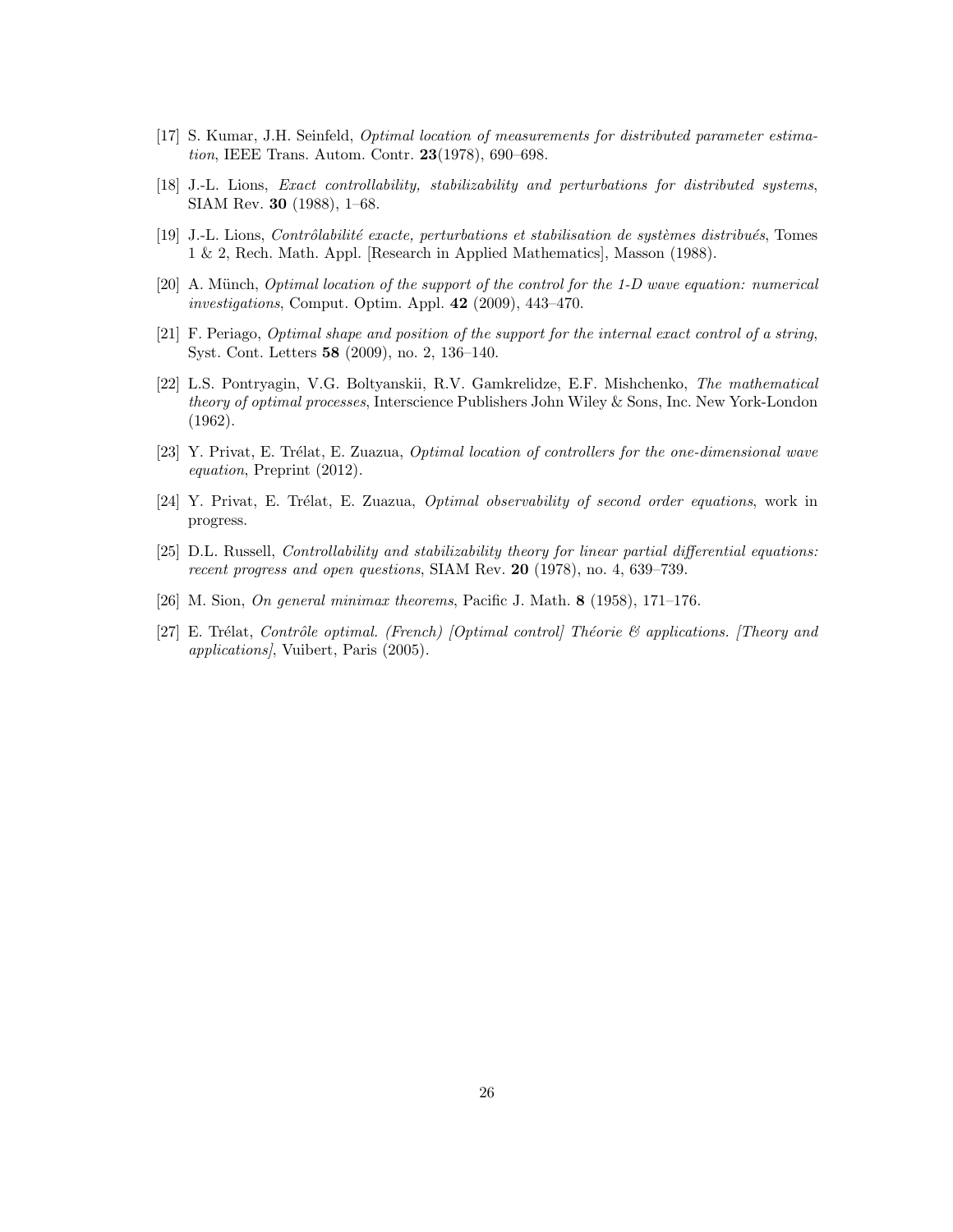[17] S. Kumar, J.H. Seinfeld, *Optimal location of measurements for distributed parameter estimation*, IEEE Trans. Autom. Contr. **23**(1978), 690–698.

[18] J.-L. Lions, *Exact controllability, stabilizability and perturbations for distributed systems*, SIAM Rev. **30** (1988), 1–68.

[19] J.-L. Lions, *Contrôlabilité exacte, perturbations et stabilisation de systèmes distribués*, Tomes 1 & 2, Rech. Math. Appl. [Research in Applied Mathematics], Masson (1988).

[20] A. Münch, *Optimal location of the support of the control for the 1-D wave equation: numerical investigations*, Comput. Optim. Appl. **42** (2009), 443–470.

[21] F. Periago, *Optimal shape and position of the support for the internal exact control of a string*, Syst. Cont. Letters **58** (2009), no. 2, 136–140.

[22] L.S. Pontryagin, V.G. Boltyanskii, R.V. Gamkrelidze, E.F. Mishchenko, *The mathematical theory of optimal processes*, Interscience Publishers John Wiley & Sons, Inc. New York-London (1962).

[23] Y. Privat, E. Trélat, E. Zuazua, *Optimal location of controllers for the one-dimensional wave equation*, Preprint (2012).

[24] Y. Privat, E. Trélat, E. Zuazua, *Optimal observability of second order equations*, work in progress.

[25] D.L. Russell, *Controllability and stabilizability theory for linear partial differential equations: recent progress and open questions*, SIAM Rev. **20** (1978), no. 4, 639–739.

[26] M. Sion, *On general minimax theorems*, Pacific J. Math. **8** (1958), 171–176.

[27] E. Trélat, *Contrôle optimal. (French) [Optimal control] Théorie & applications. [Theory and applications]*, Vuibert, Paris (2005).